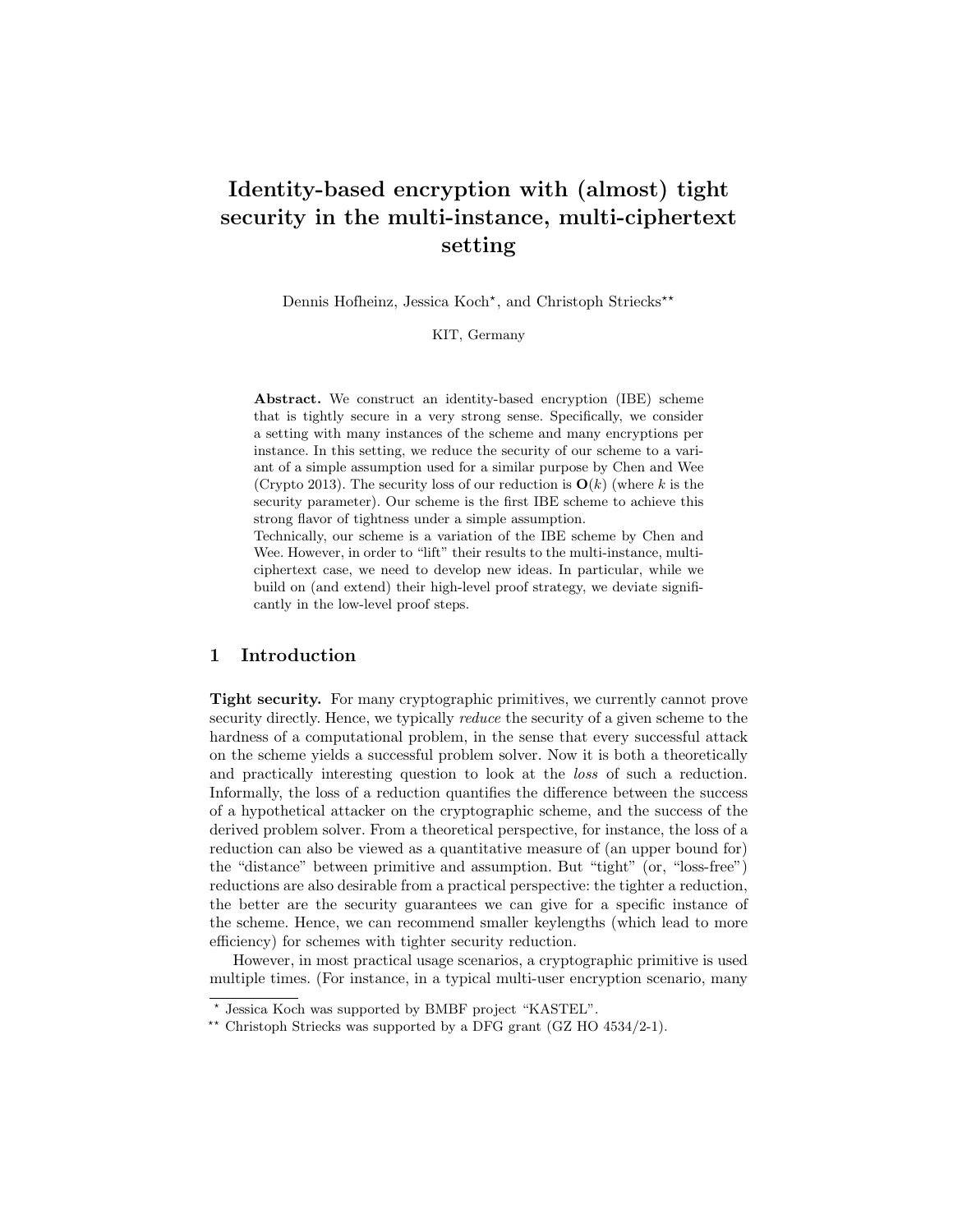# Identity-based encryption with (almost) tight security in the multi-instance, multi-ciphertext setting

Dennis Hofheinz, Jessica Koch*, and Christoph Striecks**

KIT, Germany

**Abstract.** We construct an identity-based encryption (IBE) scheme that is tightly secure in a very strong sense. Specifically, we consider a setting with many instances of the scheme and many encryptions per instance. In this setting, we reduce the security of our scheme to a variant of a simple assumption used for a similar purpose by Chen and Wee (Crypto 2013). The security loss of our reduction is $\mathbf{O}(k)$ (where $k$ is the security parameter). Our scheme is the first IBE scheme to achieve this strong flavor of tightness under a simple assumption.

Technically, our scheme is a variation of the IBE scheme by Chen and Wee. However, in order to "lift" their results to the multi-instance, multi-ciphertext case, we need to develop new ideas. In particular, while we build on (and extend) their high-level proof strategy, we deviate significantly in the low-level proof steps.

## 1 Introduction

**Tight security.** For many cryptographic primitives, we currently cannot prove security directly. Hence, we typically *reduce* the security of a given scheme to the hardness of a computational problem, in the sense that every successful attack on the scheme yields a successful problem solver. Now it is both a theoretically and practically interesting question to look at the *loss* of such a reduction. Informally, the loss of a reduction quantifies the difference between the success of a hypothetical attacker on the cryptographic scheme, and the success of the derived problem solver. From a theoretical perspective, for instance, the loss of a reduction can also be viewed as a quantitative measure of (an upper bound for) the "distance" between primitive and assumption. But "tight" (or, "loss-free") reductions are also desirable from a practical perspective: the tighter a reduction, the better are the security guarantees we can give for a specific instance of the scheme. Hence, we can recommend smaller keylengths (which lead to more efficiency) for schemes with tighter security reduction.

However, in most practical usage scenarios, a cryptographic primitive is used multiple times. (For instance, in a typical multi-user encryption scenario, many

* Jessica Koch was supported by BMBF project "KASTEL".

** Christoph Striecks was supported by a DFG grant (GZ HO 4534/2-1).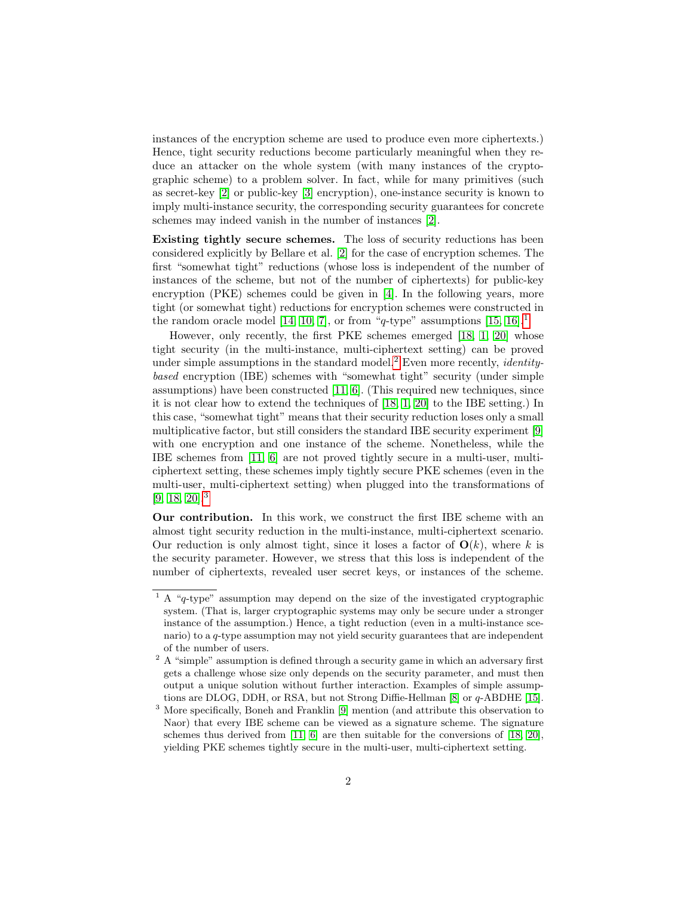instances of the encryption scheme are used to produce even more ciphertexts.) Hence, tight security reductions become particularly meaningful when they reduce an attacker on the whole system (with many instances of the cryptographic scheme) to a problem solver. In fact, while for many primitives (such as secret-key [2] or public-key [3] encryption), one-instance security is known to imply multi-instance security, the corresponding security guarantees for concrete schemes may indeed vanish in the number of instances [2].

**Existing tightly secure schemes.** The loss of security reductions has been considered explicitly by Bellare et al. [2] for the case of encryption schemes. The first "somewhat tight" reductions (whose loss is independent of the number of instances of the scheme, but not of the number of ciphertexts) for public-key encryption (PKE) schemes could be given in [4]. In the following years, more tight (or somewhat tight) reductions for encryption schemes were constructed in the random oracle model [14, 10, 7], or from "$q$-type" assumptions [15, 16].[1]

However, only recently, the first PKE schemes emerged [18, 1, 20] whose tight security (in the multi-instance, multi-ciphertext setting) can be proved under simple assumptions in the standard model.[2] Even more recently, *identity-based* encryption (IBE) schemes with "somewhat tight" security (under simple assumptions) have been constructed [11, 6]. (This required new techniques, since it is not clear how to extend the techniques of [18, 1, 20] to the IBE setting.) In this case, "somewhat tight" means that their security reduction loses only a small multiplicative factor, but still considers the standard IBE security experiment [9] with one encryption and one instance of the scheme. Nonetheless, while the IBE schemes from [11, 6] are not proved tightly secure in a multi-user, multi-ciphertext setting, these schemes imply tightly secure PKE schemes (even in the multi-user, multi-ciphertext setting) when plugged into the transformations of [9, 18, 20].[3]

**Our contribution.** In this work, we construct the first IBE scheme with an almost tight security reduction in the multi-instance, multi-ciphertext scenario. Our reduction is only almost tight, since it loses a factor of $\mathbf{O}(k)$, where $k$ is the security parameter. However, we stress that this loss is independent of the number of ciphertexts, revealed user secret keys, or instances of the scheme.

---

[1] A "$q$-type" assumption may depend on the size of the investigated cryptographic system. (That is, larger cryptographic systems may only be secure under a stronger instance of the assumption.) Hence, a tight reduction (even in a multi-instance scenario) to a $q$-type assumption may not yield security guarantees that are independent of the number of users.

[2] A "simple" assumption is defined through a security game in which an adversary first gets a challenge whose size only depends on the security parameter, and must then output a unique solution without further interaction. Examples of simple assumptions are DLOG, DDH, or RSA, but not Strong Diffie-Hellman [8] or $q$-ABDHE [15].

[3] More specifically, Boneh and Franklin [9] mention (and attribute this observation to Naor) that every IBE scheme can be viewed as a signature scheme. The signature schemes thus derived from [11, 6] are then suitable for the conversions of [18, 20], yielding PKE schemes tightly secure in the multi-user, multi-ciphertext setting.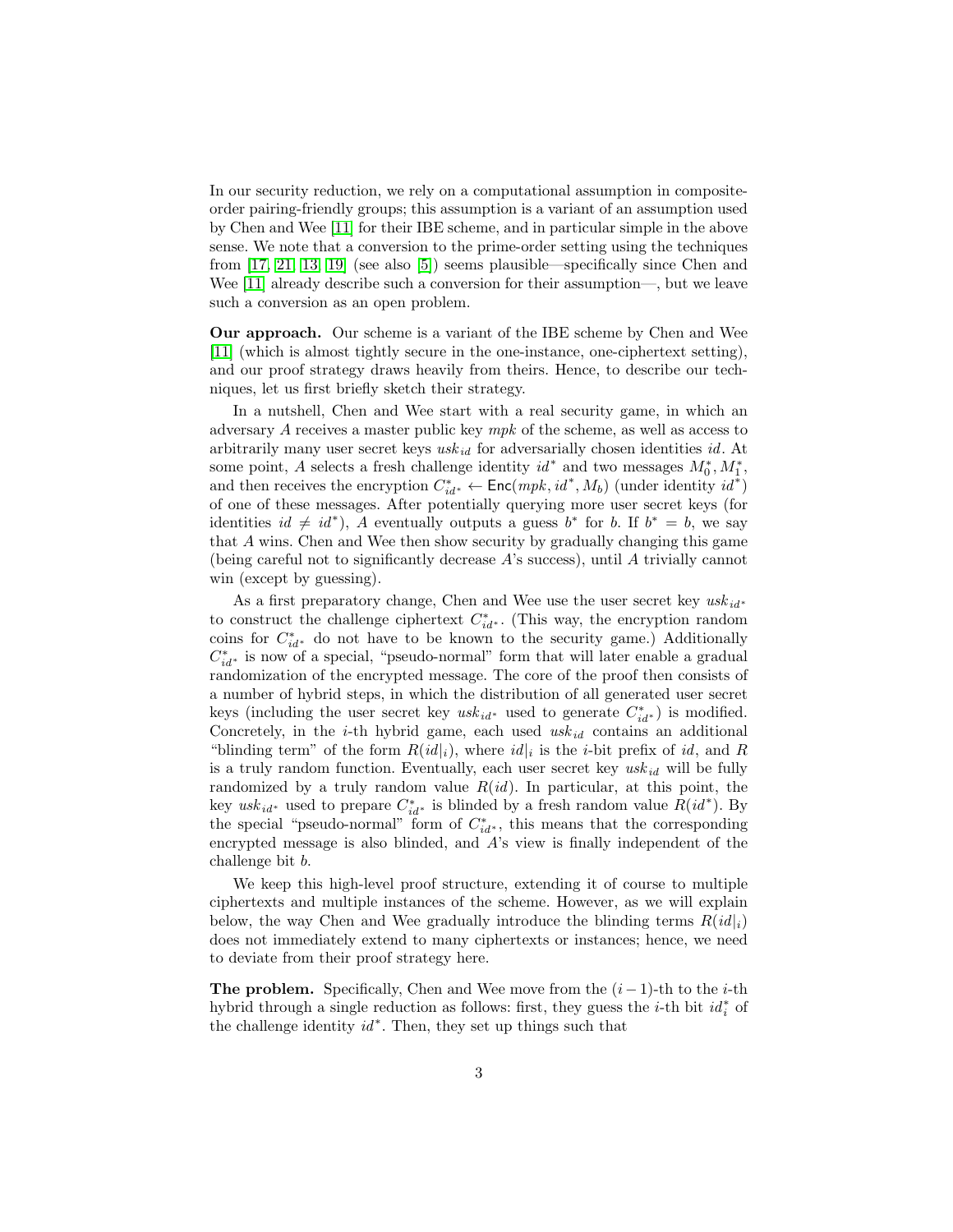In our security reduction, we rely on a computational assumption in composite-order pairing-friendly groups; this assumption is a variant of an assumption used by Chen and Wee [11] for their IBE scheme, and in particular simple in the above sense. We note that a conversion to the prime-order setting using the techniques from [17, 21, 13, 19] (see also [5]) seems plausible—specifically since Chen and Wee [11] already describe such a conversion for their assumption—, but we leave such a conversion as an open problem.

**Our approach.** Our scheme is a variant of the IBE scheme by Chen and Wee [11] (which is almost tightly secure in the one-instance, one-ciphertext setting), and our proof strategy draws heavily from theirs. Hence, to describe our techniques, let us first briefly sketch their strategy.

In a nutshell, Chen and Wee start with a real security game, in which an adversary $A$ receives a master public key $mpk$ of the scheme, as well as access to arbitrarily many user secret keys $usk_{id}$ for adversarially chosen identities $id$. At some point, $A$ selects a fresh challenge identity $id^*$ and two messages $M_0^*, M_1^*$, and then receives the encryption $C_{id^*}^* \leftarrow \mathsf{Enc}(mpk, id^*, M_b)$ (under identity $id^*$) of one of these messages. After potentially querying more user secret keys (for identities $id \neq id^*$), $A$ eventually outputs a guess $b^*$ for $b$. If $b^* = b$, we say that $A$ wins. Chen and Wee then show security by gradually changing this game (being careful not to significantly decrease $A$'s success), until $A$ trivially cannot win (except by guessing).

As a first preparatory change, Chen and Wee use the user secret key $usk_{id^*}$ to construct the challenge ciphertext $C_{id^*}^*$. (This way, the encryption random coins for $C_{id^*}^*$ do not have to be known to the security game.) Additionally $C_{id^*}^*$ is now of a special, "pseudo-normal" form that will later enable a gradual randomization of the encrypted message. The core of the proof then consists of a number of hybrid steps, in which the distribution of all generated user secret keys (including the user secret key $usk_{id^*}$ used to generate $C_{id^*}^*$) is modified. Concretely, in the $i$-th hybrid game, each used $usk_{id}$ contains an additional "blinding term" of the form $R(id|_i)$, where $id|_i$ is the $i$-bit prefix of $id$, and $R$ is a truly random function. Eventually, each user secret key $usk_{id}$ will be fully randomized by a truly random value $R(id)$. In particular, at this point, the key $usk_{id^*}$ used to prepare $C_{id^*}^*$ is blinded by a fresh random value $R(id^*)$. By the special "pseudo-normal" form of $C_{id^*}^*$, this means that the corresponding encrypted message is also blinded, and $A$'s view is finally independent of the challenge bit $b$.

We keep this high-level proof structure, extending it of course to multiple ciphertexts and multiple instances of the scheme. However, as we will explain below, the way Chen and Wee gradually introduce the blinding terms $R(id|_i)$ does not immediately extend to many ciphertexts or instances; hence, we need to deviate from their proof strategy here.

**The problem.** Specifically, Chen and Wee move from the $(i-1)$-th to the $i$-th hybrid through a single reduction as follows: first, they guess the $i$-th bit $id_i^*$ of the challenge identity $id^*$. Then, they set up things such that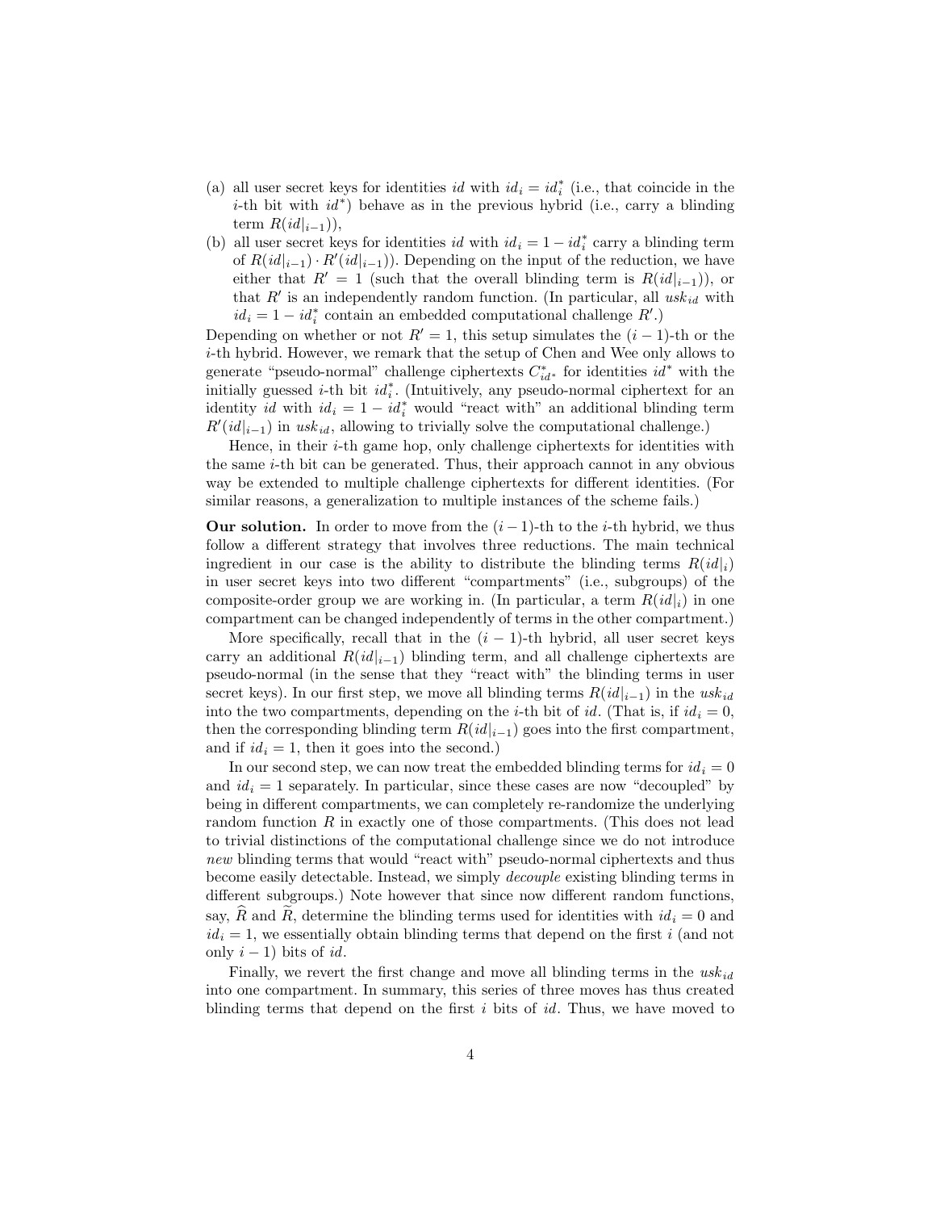(a) all user secret keys for identities $id$ with $id_i = id^*_i$ (i.e., that coincide in the $i$-th bit with $id^*$) behave as in the previous hybrid (i.e., carry a blinding term $R(id|_{i-1})$),

(b) all user secret keys for identities $id$ with $id_i = 1 - id^*_i$ carry a blinding term of $R(id|_{i-1}) \cdot R'(id|_{i-1})$). Depending on the input of the reduction, we have either that $R' = 1$ (such that the overall blinding term is $R(id|_{i-1})$), or that $R'$ is an independently random function. (In particular, all $usk_{id}$ with $id_i = 1 - id^*_i$ contain an embedded computational challenge $R'$.)

Depending on whether or not $R' = 1$, this setup simulates the $(i-1)$-th or the $i$-th hybrid. However, we remark that the setup of Chen and Wee only allows to generate "pseudo-normal" challenge ciphertexts $C^*_{id^*}$ for identities $id^*$ with the initially guessed $i$-th bit $id^*_i$. (Intuitively, any pseudo-normal ciphertext for an identity $id$ with $id_i = 1 - id^*_i$ would "react with" an additional blinding term $R'(id|_{i-1})$ in $usk_{id}$, allowing to trivially solve the computational challenge.)

Hence, in their $i$-th game hop, only challenge ciphertexts for identities with the same $i$-th bit can be generated. Thus, their approach cannot in any obvious way be extended to multiple challenge ciphertexts for different identities. (For similar reasons, a generalization to multiple instances of the scheme fails.)

**Our solution.** In order to move from the $(i-1)$-th to the $i$-th hybrid, we thus follow a different strategy that involves three reductions. The main technical ingredient in our case is the ability to distribute the blinding terms $R(id|_i)$ in user secret keys into two different "compartments" (i.e., subgroups) of the composite-order group we are working in. (In particular, a term $R(id|_i)$ in one compartment can be changed independently of terms in the other compartment.)

More specifically, recall that in the $(i-1)$-th hybrid, all user secret keys carry an additional $R(id|_{i-1})$ blinding term, and all challenge ciphertexts are pseudo-normal (in the sense that they "react with" the blinding terms in user secret keys). In our first step, we move all blinding terms $R(id|_{i-1})$ in the $usk_{id}$ into the two compartments, depending on the $i$-th bit of $id$. (That is, if $id_i = 0$, then the corresponding blinding term $R(id|_{i-1})$ goes into the first compartment, and if $id_i = 1$, then it goes into the second.)

In our second step, we can now treat the embedded blinding terms for $id_i = 0$ and $id_i = 1$ separately. In particular, since these cases are now "decoupled" by being in different compartments, we can completely re-randomize the underlying random function $R$ in exactly one of those compartments. (This does not lead to trivial distinctions of the computational challenge since we do not introduce *new* blinding terms that would "react with" pseudo-normal ciphertexts and thus become easily detectable. Instead, we simply *decouple* existing blinding terms in different subgroups.) Note however that since now different random functions, say, $\widehat{R}$ and $\widetilde{R}$, determine the blinding terms used for identities with $id_i = 0$ and $id_i = 1$, we essentially obtain blinding terms that depend on the first $i$ (and not only $i-1$) bits of $id$.

Finally, we revert the first change and move all blinding terms in the $usk_{id}$ into one compartment. In summary, this series of three moves has thus created blinding terms that depend on the first $i$ bits of $id$. Thus, we have moved to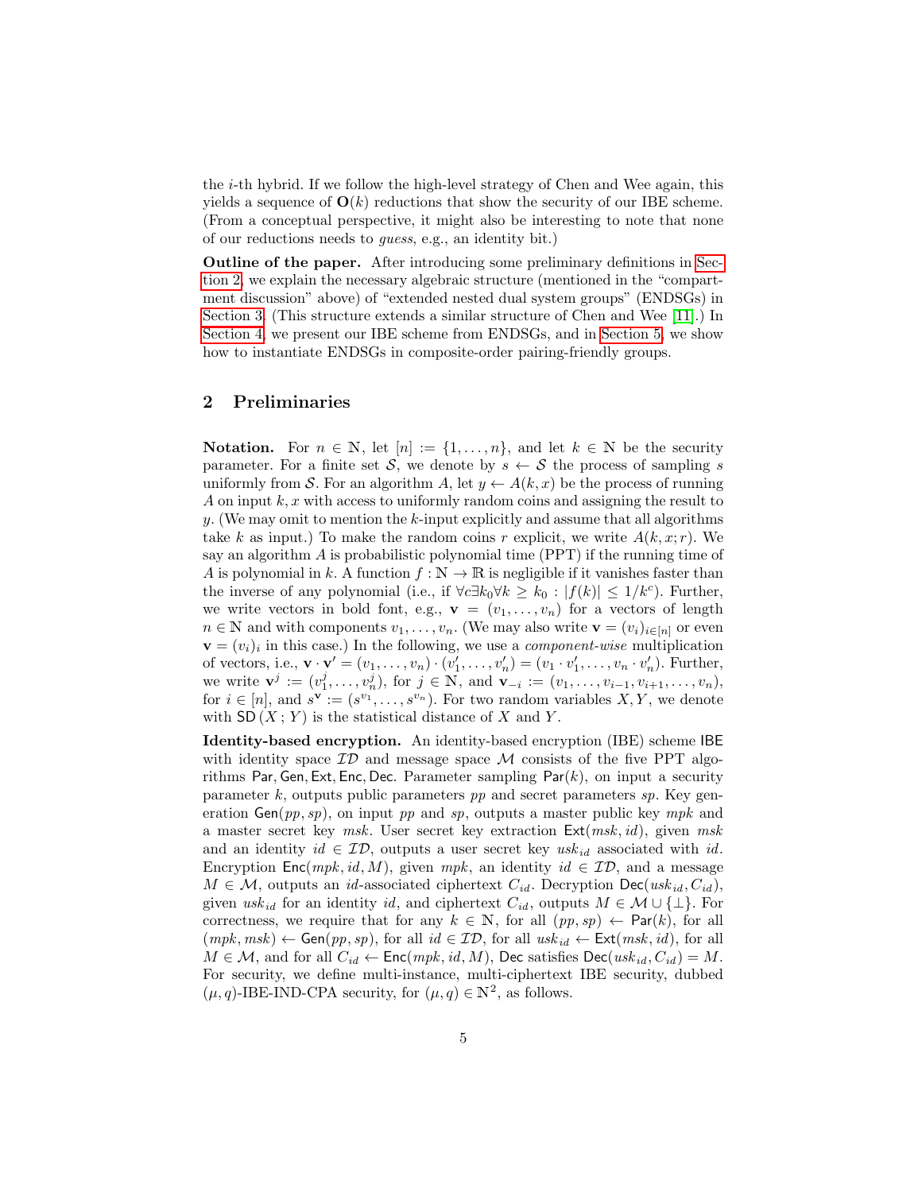the $i$-th hybrid. If we follow the high-level strategy of Chen and Wee again, this yields a sequence of $\mathbf{O}(k)$ reductions that show the security of our IBE scheme. (From a conceptual perspective, it might also be interesting to note that none of our reductions needs to *guess*, e.g., an identity bit.)

**Outline of the paper.** After introducing some preliminary definitions in Section 2, we explain the necessary algebraic structure (mentioned in the "compartment discussion" above) of "extended nested dual system groups" (ENDSGs) in Section 3. (This structure extends a similar structure of Chen and Wee [11].) In Section 4, we present our IBE scheme from ENDSGs, and in Section 5, we show how to instantiate ENDSGs in composite-order pairing-friendly groups.

## 2 Preliminaries

**Notation.** For $n \in \mathbb{N}$, let $[n] := \{1, \ldots, n\}$, and let $k \in \mathbb{N}$ be the security parameter. For a finite set $\mathcal{S}$, we denote by $s \leftarrow \mathcal{S}$ the process of sampling $s$ uniformly from $\mathcal{S}$. For an algorithm $A$, let $y \leftarrow A(k, x)$ be the process of running $A$ on input $k, x$ with access to uniformly random coins and assigning the result to $y$. (We may omit to mention the $k$-input explicitly and assume that all algorithms take $k$ as input.) To make the random coins $r$ explicit, we write $A(k, x; r)$. We say an algorithm $A$ is probabilistic polynomial time (PPT) if the running time of $A$ is polynomial in $k$. A function $f : \mathbb{N} \to \mathbb{R}$ is negligible if it vanishes faster than the inverse of any polynomial (i.e., if $\forall c \exists k_0 \forall k \geq k_0 : |f(k)| \leq 1/k^c$). Further, we write vectors in bold font, e.g., $\mathbf{v} = (v_1, \ldots, v_n)$ for a vectors of length $n \in \mathbb{N}$ and with components $v_1, \ldots, v_n$. (We may also write $\mathbf{v} = (v_i)_{i \in [n]}$ or even $\mathbf{v} = (v_i)_i$ in this case.) In the following, we use a *component-wise* multiplication of vectors, i.e., $\mathbf{v} \cdot \mathbf{v}' = (v_1, \ldots, v_n) \cdot (v'_1, \ldots, v'_n) = (v_1 \cdot v'_1, \ldots, v_n \cdot v'_n)$. Further, we write $\mathbf{v}^j := (v_1^j, \ldots, v_n^j)$, for $j \in \mathbb{N}$, and $\mathbf{v}_{-i} := (v_1, \ldots, v_{i-1}, v_{i+1}, \ldots, v_n)$, for $i \in [n]$, and $s^{\mathbf{v}} := (s^{v_1}, \ldots, s^{v_n})$. For two random variables $X, Y$, we denote with $\mathsf{SD}(X\,;\,Y)$ is the statistical distance of $X$ and $Y$.

**Identity-based encryption.** An identity-based encryption (IBE) scheme $\mathsf{IBE}$ with identity space $\mathcal{ID}$ and message space $\mathcal{M}$ consists of the five PPT algorithms $\mathsf{Par}, \mathsf{Gen}, \mathsf{Ext}, \mathsf{Enc}, \mathsf{Dec}$. Parameter sampling $\mathsf{Par}(k)$, on input a security parameter $k$, outputs public parameters $pp$ and secret parameters $sp$. Key generation $\mathsf{Gen}(pp, sp)$, on input $pp$ and $sp$, outputs a master public key $mpk$ and a master secret key $msk$. User secret key extraction $\mathsf{Ext}(msk, id)$, given $msk$ and an identity $id \in \mathcal{ID}$, outputs a user secret key $usk_{id}$ associated with $id$. Encryption $\mathsf{Enc}(mpk, id, M)$, given $mpk$, an identity $id \in \mathcal{ID}$, and a message $M \in \mathcal{M}$, outputs an $id$-associated ciphertext $C_{id}$. Decryption $\mathsf{Dec}(usk_{id}, C_{id})$, given $usk_{id}$ for an identity $id$, and ciphertext $C_{id}$, outputs $M \in \mathcal{M} \cup \{\bot\}$. For correctness, we require that for any $k \in \mathbb{N}$, for all $(pp, sp) \leftarrow \mathsf{Par}(k)$, for all $(mpk, msk) \leftarrow \mathsf{Gen}(pp, sp)$, for all $id \in \mathcal{ID}$, for all $usk_{id} \leftarrow \mathsf{Ext}(msk, id)$, for all $M \in \mathcal{M}$, and for all $C_{id} \leftarrow \mathsf{Enc}(mpk, id, M)$, $\mathsf{Dec}$ satisfies $\mathsf{Dec}(usk_{id}, C_{id}) = M$. For security, we define multi-instance, multi-ciphertext IBE security, dubbed $(\mu, q)$-IBE-IND-CPA security, for $(\mu, q) \in \mathbb{N}^2$, as follows.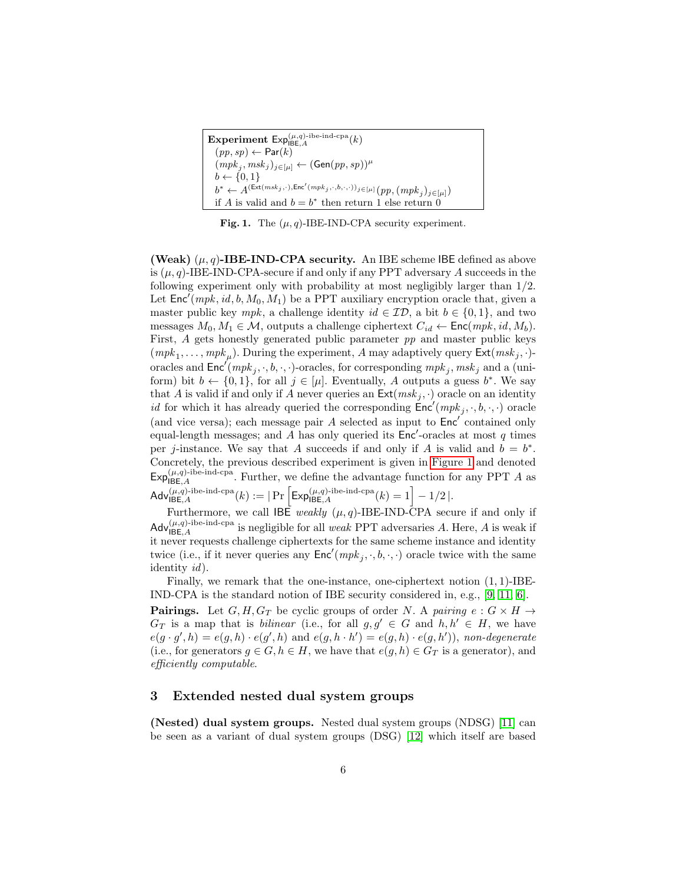**Experiment** $\mathsf{Exp}^{(\mu,q)\text{-ibe-ind-cpa}}_{\mathsf{IBE},A}(k)$
$(pp, sp) \leftarrow \mathsf{Par}(k)$
$(mpk_j, msk_j)_{j\in[\mu]} \leftarrow (\mathsf{Gen}(pp, sp))^\mu$
$b \leftarrow \{0,1\}$
$b^* \leftarrow A^{(\mathsf{Ext}(msk_j,\cdot),\mathsf{Enc}'(mpk_j,\cdot,b,\cdot,\cdot))_{j\in[\mu]}}(pp, (mpk_j)_{j\in[\mu]})$
if $A$ is valid and $b = b^*$ then return 1 else return 0

**Fig. 1.** The $(\mu, q)$-IBE-IND-CPA security experiment.

**(Weak) $(\mu, q)$-IBE-IND-CPA security.** An IBE scheme $\mathsf{IBE}$ defined as above is $(\mu, q)$-IBE-IND-CPA-secure if and only if any PPT adversary $A$ succeeds in the following experiment only with probability at most negligibly larger than $1/2$. Let $\mathsf{Enc}'(mpk, id, b, M_0, M_1)$ be a PPT auxiliary encryption oracle that, given a master public key $mpk$, a challenge identity $id \in \mathcal{ID}$, a bit $b \in \{0, 1\}$, and two messages $M_0, M_1 \in \mathcal{M}$, outputs a challenge ciphertext $C_{id} \leftarrow \mathsf{Enc}(mpk, id, M_b)$. First, $A$ gets honestly generated public parameter $pp$ and master public keys $(mpk_1, \ldots, mpk_\mu)$. During the experiment, $A$ may adaptively query $\mathsf{Ext}(msk_j, \cdot)$-oracles and $\mathsf{Enc}'(mpk_j, \cdot, b, \cdot, \cdot)$-oracles, for corresponding $mpk_j, msk_j$ and a (uniform) bit $b \leftarrow \{0, 1\}$, for all $j \in [\mu]$. Eventually, $A$ outputs a guess $b^*$. We say that $A$ is valid if and only if $A$ never queries an $\mathsf{Ext}(msk_j, \cdot)$ oracle on an identity $id$ for which it has already queried the corresponding $\mathsf{Enc}'(mpk_j, \cdot, b, \cdot, \cdot)$ oracle (and vice versa); each message pair $A$ selected as input to $\mathsf{Enc}'$ contained only equal-length messages; and $A$ has only queried its $\mathsf{Enc}'$-oracles at most $q$ times per $j$-instance. We say that $A$ succeeds if and only if $A$ is valid and $b = b^*$. Concretely, the previous described experiment is given in Figure 1 and denoted $\mathsf{Exp}^{(\mu,q)\text{-ibe-ind-cpa}}_{\mathsf{IBE},A}$. Further, we define the advantage function for any PPT $A$ as $\mathsf{Adv}^{(\mu,q)\text{-ibe-ind-cpa}}_{\mathsf{IBE},A}(k) := |\Pr\left[\mathsf{Exp}^{(\mu,q)\text{-ibe-ind-cpa}}_{\mathsf{IBE},A}(k) = 1\right] - 1/2|$.

Furthermore, we call $\mathsf{IBE}$ *weakly* $(\mu, q)$-IBE-IND-CPA secure if and only if $\mathsf{Adv}^{(\mu,q)\text{-ibe-ind-cpa}}_{\mathsf{IBE},A}$ is negligible for all *weak* PPT adversaries $A$. Here, $A$ is weak if it never requests challenge ciphertexts for the same scheme instance and identity twice (i.e., if it never queries any $\mathsf{Enc}'(mpk_j, \cdot, b, \cdot, \cdot)$ oracle twice with the same identity $id$).

Finally, we remark that the one-instance, one-ciphertext notion $(1, 1)$-IBE-IND-CPA is the standard notion of IBE security considered in, e.g., [9, 11, 6].

**Pairings.** Let $G, H, G_T$ be cyclic groups of order $N$. A *pairing* $e : G \times H \to G_T$ is a map that is *bilinear* (i.e., for all $g, g' \in G$ and $h, h' \in H$, we have $e(g \cdot g', h) = e(g, h) \cdot e(g', h)$ and $e(g, h \cdot h') = e(g, h) \cdot e(g, h')$), *non-degenerate* (i.e., for generators $g \in G, h \in H$, we have that $e(g, h) \in G_T$ is a generator), and *efficiently computable*.

## 3 Extended nested dual system groups

**(Nested) dual system groups.** Nested dual system groups (NDSG) [11] can be seen as a variant of dual system groups (DSG) [12] which itself are based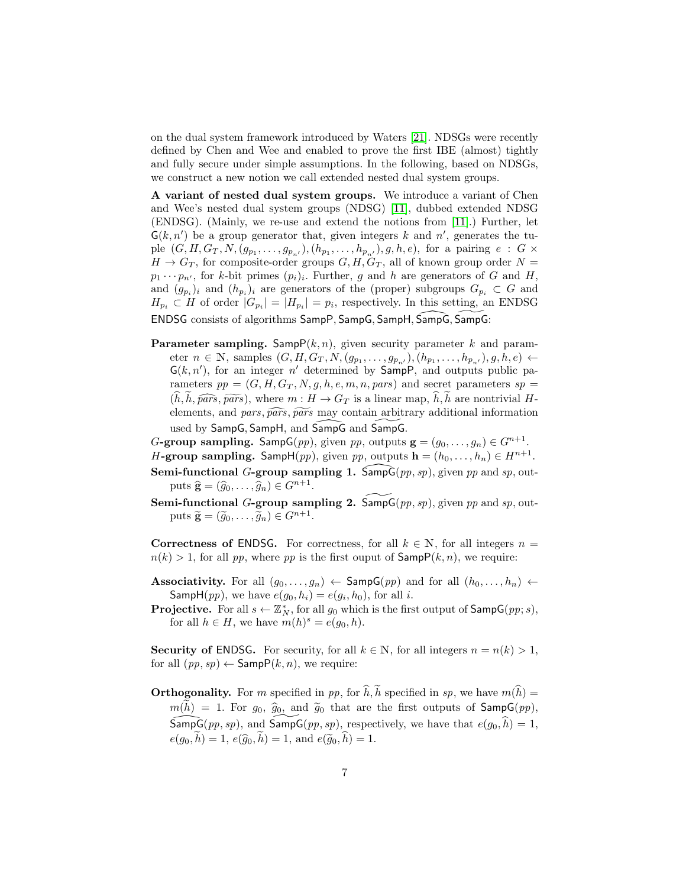on the dual system framework introduced by Waters [21]. NDSGs were recently defined by Chen and Wee and enabled to prove the first IBE (almost) tightly and fully secure under simple assumptions. In the following, based on NDSGs, we construct a new notion we call extended nested dual system groups.

**A variant of nested dual system groups.** We introduce a variant of Chen and Wee's nested dual system groups (NDSG) [11], dubbed extended NDSG (ENDSG). (Mainly, we re-use and extend the notions from [11].) Further, let $\mathsf{G}(k,n')$ be a group generator that, given integers $k$ and $n'$, generates the tuple $(G, H, G_T, N, (g_{p_1}, \ldots, g_{p_{n'}}), (h_{p_1}, \ldots, h_{p_{n'}}), g, h, e)$, for a pairing $e : G \times H \to G_T$, for composite-order groups $G, H, G_T$, all of known group order $N = p_1 \cdots p_{n'}$, for $k$-bit primes $(p_i)_i$. Further, $g$ and $h$ are generators of $G$ and $H$, and $(g_{p_i})_i$ and $(h_{p_i})_i$ are generators of the (proper) subgroups $G_{p_i} \subset G$ and $H_{p_i} \subset H$ of order $|G_{p_i}| = |H_{p_i}| = p_i$, respectively. In this setting, an ENDSG $\mathsf{ENDSG}$ consists of algorithms $\mathsf{SampP}, \mathsf{SampG}, \mathsf{SampH}, \widehat{\mathsf{SampG}}, \widetilde{\mathsf{SampG}}$:

**Parameter sampling.** $\mathsf{SampP}(k,n)$, given security parameter $k$ and parameter $n \in \mathbb{N}$, samples $(G, H, G_T, N, (g_{p_1}, \ldots, g_{p_{n'}}), (h_{p_1}, \ldots, h_{p_{n'}}), g, h, e) \leftarrow \mathsf{G}(k,n')$, for an integer $n'$ determined by $\mathsf{SampP}$, and outputs public parameters $pp = (G, H, G_T, N, g, h, e, m, n, pars)$ and secret parameters $sp = (\widehat{h}, \widetilde{h}, \widehat{pars}, \widetilde{pars})$, where $m : H \to G_T$ is a linear map, $\widehat{h}, \widetilde{h}$ are nontrivial $H$-elements, and $pars, \widehat{pars}, \widetilde{pars}$ may contain arbitrary additional information used by $\mathsf{SampG}, \mathsf{SampH}$, and $\widehat{\mathsf{SampG}}$ and $\widetilde{\mathsf{SampG}}$.

**$G$-group sampling.** $\mathsf{SampG}(pp)$, given $pp$, outputs $\mathbf{g} = (g_0, \ldots, g_n) \in G^{n+1}$.

**$H$-group sampling.** $\mathsf{SampH}(pp)$, given $pp$, outputs $\mathbf{h} = (h_0, \ldots, h_n) \in H^{n+1}$.

**Semi-functional $G$-group sampling 1.** $\widehat{\mathsf{SampG}}(pp, sp)$, given $pp$ and $sp$, outputs $\widehat{\mathbf{g}} = (\widehat{g}_0, \ldots, \widehat{g}_n) \in G^{n+1}$.

**Semi-functional $G$-group sampling 2.** $\widetilde{\mathsf{SampG}}(pp, sp)$, given $pp$ and $sp$, outputs $\widetilde{\mathbf{g}} = (\widetilde{g}_0, \ldots, \widetilde{g}_n) \in G^{n+1}$.

**Correctness of $\mathsf{ENDSG}$.** For correctness, for all $k \in \mathbb{N}$, for all integers $n = n(k) > 1$, for all $pp$, where $pp$ is the first ouput of $\mathsf{SampP}(k,n)$, we require:

**Associativity.** For all $(g_0, \ldots, g_n) \leftarrow \mathsf{SampG}(pp)$ and for all $(h_0, \ldots, h_n) \leftarrow \mathsf{SampH}(pp)$, we have $e(g_0, h_i) = e(g_i, h_0)$, for all $i$.

**Projective.** For all $s \leftarrow \mathbb{Z}_N^*$, for all $g_0$ which is the first output of $\mathsf{SampG}(pp; s)$, for all $h \in H$, we have $m(h)^s = e(g_0, h)$.

**Security of $\mathsf{ENDSG}$.** For security, for all $k \in \mathbb{N}$, for all integers $n = n(k) > 1$, for all $(pp, sp) \leftarrow \mathsf{SampP}(k,n)$, we require:

**Orthogonality.** For $m$ specified in $pp$, for $\widehat{h}, \widetilde{h}$ specified in $sp$, we have $m(\widehat{h}) = m(\widetilde{h}) = 1$. For $g_0$, $\widehat{g}_0$, and $\widetilde{g}_0$ that are the first outputs of $\mathsf{SampG}(pp)$, $\widehat{\mathsf{SampG}}(pp, sp)$, and $\widetilde{\mathsf{SampG}}(pp, sp)$, respectively, we have that $e(g_0, \widehat{h}) = 1$, $e(g_0, \widetilde{h}) = 1$, $e(\widehat{g}_0, \widetilde{h}) = 1$, and $e(\widetilde{g}_0, \widehat{h}) = 1$.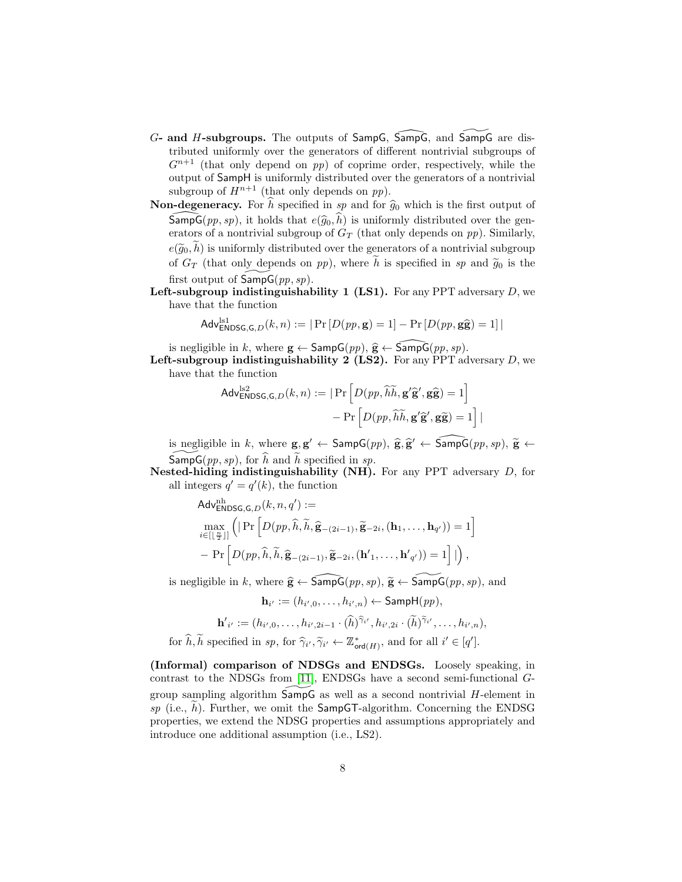**$G$- and $H$-subgroups.** The outputs of $\mathsf{SampG}$, $\widehat{\mathsf{SampG}}$, and $\widetilde{\mathsf{SampG}}$ are distributed uniformly over the generators of different nontrivial subgroups of $G^{n+1}$ (that only depend on $pp$) of coprime order, respectively, while the output of $\mathsf{SampH}$ is uniformly distributed over the generators of a nontrivial subgroup of $H^{n+1}$ (that only depends on $pp$).

**Non-degeneracy.** For $\widehat{h}$ specified in $sp$ and for $\widehat{g}_0$ which is the first output of $\widehat{\mathsf{SampG}}(pp, sp)$, it holds that $e(\widehat{g}_0, \widehat{h})$ is uniformly distributed over the generators of a nontrivial subgroup of $G_T$ (that only depends on $pp$). Similarly, $e(\widetilde{g}_0, \widetilde{h})$ is uniformly distributed over the generators of a nontrivial subgroup of $G_T$ (that only depends on $pp$), where $\widetilde{h}$ is specified in $sp$ and $\widetilde{g}_0$ is the first output of $\widetilde{\mathsf{SampG}}(pp, sp)$.

**Left-subgroup indistinguishability 1 (LS1).** For any PPT adversary $D$, we have that the function

$$\mathsf{Adv}^{\mathrm{ls1}}_{\mathsf{ENDSG},\mathsf{G},D}(k,n) := |\Pr[D(pp, \mathbf{g}) = 1] - \Pr[D(pp, \mathbf{g}\widehat{\mathbf{g}}) = 1]|$$

is negligible in $k$, where $\mathbf{g} \leftarrow \mathsf{SampG}(pp)$, $\widehat{\mathbf{g}} \leftarrow \widehat{\mathsf{SampG}}(pp, sp)$.

**Left-subgroup indistinguishability 2 (LS2).** For any PPT adversary $D$, we have that the function

$$\begin{aligned}\mathsf{Adv}^{\mathrm{ls2}}_{\mathsf{ENDSG},\mathsf{G},D}(k,n) := |&\Pr\left[D(pp, \widehat{h}\widetilde{h}, \mathbf{g}'\widehat{\mathbf{g}}', \mathbf{g}\widehat{\mathbf{g}}) = 1\right] \\ &- \Pr\left[D(pp, \widehat{h}\widetilde{h}, \mathbf{g}'\widehat{\mathbf{g}}', \mathbf{g}\widetilde{\mathbf{g}}) = 1\right]|\end{aligned}$$

is negligible in $k$, where $\mathbf{g}, \mathbf{g}' \leftarrow \mathsf{SampG}(pp)$, $\widehat{\mathbf{g}}, \widehat{\mathbf{g}}' \leftarrow \widehat{\mathsf{SampG}}(pp, sp)$, $\widetilde{\mathbf{g}} \leftarrow \widetilde{\mathsf{SampG}}(pp, sp)$, for $\widehat{h}$ and $\widetilde{h}$ specified in $sp$.

**Nested-hiding indistinguishability (NH).** For any PPT adversary $D$, for all integers $q' = q'(k)$, the function

$$\begin{aligned}&\mathsf{Adv}^{\mathrm{nh}}_{\mathsf{ENDSG},\mathsf{G},D}(k,n,q') := \\ &\max_{i \in [\lfloor \frac{n}{2} \rfloor]} \Big( |\Pr\left[D(pp, \widehat{h}, \widetilde{h}, \widehat{\mathbf{g}}_{-(2i-1)}, \widetilde{\mathbf{g}}_{-2i}, (\mathbf{h}_1, \ldots, \mathbf{h}_{q'})) = 1\right] \\ &- \Pr\left[D(pp, \widehat{h}, \widetilde{h}, \widehat{\mathbf{g}}_{-(2i-1)}, \widetilde{\mathbf{g}}_{-2i}, (\mathbf{h'}_1, \ldots, \mathbf{h'}_{q'})) = 1\right]| \Big),\end{aligned}$$

is negligible in $k$, where $\widehat{\mathbf{g}} \leftarrow \widehat{\mathsf{SampG}}(pp, sp)$, $\widetilde{\mathbf{g}} \leftarrow \widetilde{\mathsf{SampG}}(pp, sp)$, and

$$\mathbf{h}_{i'} := (h_{i',0}, \ldots, h_{i',n}) \leftarrow \mathsf{SampH}(pp),$$

$$\mathbf{h'}_{i'} := (h_{i',0}, \ldots, h_{i',2i-1} \cdot (\widehat{h})^{\widehat{\gamma}_{i'}}, h_{i',2i} \cdot (\widetilde{h})^{\widetilde{\gamma}_{i'}}, \ldots, h_{i',n}),$$

for $\widehat{h}, \widetilde{h}$ specified in $sp$, for $\widehat{\gamma}_{i'}, \widetilde{\gamma}_{i'} \leftarrow \mathbb{Z}^*_{\mathsf{ord}(H)}$, and for all $i' \in [q']$.

**(Informal) comparison of NDSGs and ENDSGs.** Loosely speaking, in contrast to the NDSGs from [11], ENDSGs have a second semi-functional $G$-group sampling algorithm $\widetilde{\mathsf{SampG}}$ as well as a second nontrivial $H$-element in $sp$ (i.e., $\widetilde{h}$). Further, we omit the $\mathsf{SampGT}$-algorithm. Concerning the ENDSG properties, we extend the NDSG properties and assumptions appropriately and introduce one additional assumption (i.e., LS2).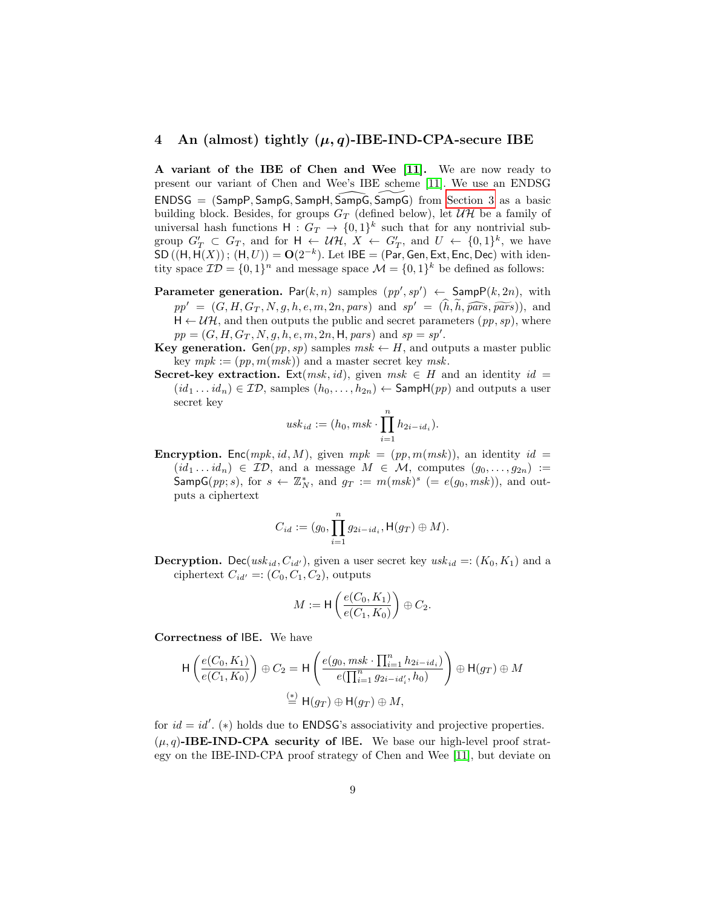## 4 An (almost) tightly $(\mu, q)$-IBE-IND-CPA-secure IBE

**A variant of the IBE of Chen and Wee [11].** We are now ready to present our variant of Chen and Wee's IBE scheme [11]. We use an ENDSG $\mathsf{ENDSG} = (\mathsf{SampP}, \mathsf{SampG}, \mathsf{SampH}, \widehat{\mathsf{SampG}}, \widetilde{\mathsf{SampG}})$ from Section 3 as a basic building block. Besides, for groups $G_T$ (defined below), let $\mathcal{UH}$ be a family of universal hash functions $\mathsf{H} : G_T \to \{0,1\}^k$ such that for any nontrivial subgroup $G'_T \subset G_T$, and for $\mathsf{H} \leftarrow \mathcal{UH}$, $X \leftarrow G'_T$, and $U \leftarrow \{0,1\}^k$, we have $\mathsf{SD}\left((\mathsf{H}, \mathsf{H}(X))\, ; \,(\mathsf{H}, U)\right) = \mathbf{O}(2^{-k})$. Let $\mathsf{IBE} = (\mathsf{Par}, \mathsf{Gen}, \mathsf{Ext}, \mathsf{Enc}, \mathsf{Dec})$ with identity space $\mathcal{ID} = \{0,1\}^n$ and message space $\mathcal{M} = \{0,1\}^k$ be defined as follows:

**Parameter generation.** $\mathsf{Par}(k, n)$ samples $(pp', sp') \leftarrow \mathsf{SampP}(k, 2n)$, with $pp' = (G, H, G_T, N, g, h, e, m, 2n, pars)$ and $sp' = (\widehat{h}, \widetilde{h}, \widehat{pars}, \widetilde{pars})$), and $\mathsf{H} \leftarrow \mathcal{UH}$, and then outputs the public and secret parameters $(pp, sp)$, where $pp = (G, H, G_T, N, g, h, e, m, 2n, \mathsf{H}, pars)$ and $sp = sp'$.

**Key generation.** $\mathsf{Gen}(pp, sp)$ samples $msk \leftarrow H$, and outputs a master public key $mpk := (pp, m(msk))$ and a master secret key $msk$.

**Secret-key extraction.** $\mathsf{Ext}(msk, id)$, given $msk \in H$ and an identity $id = (id_1 \dots id_n) \in \mathcal{ID}$, samples $(h_0, \dots, h_{2n}) \leftarrow \mathsf{SampH}(pp)$ and outputs a user secret key

$$usk_{id} := (h_0, msk \cdot \prod_{i=1}^{n} h_{2i-id_i}).$$

**Encryption.** $\mathsf{Enc}(mpk, id, M)$, given $mpk = (pp, m(msk))$, an identity $id = (id_1 \dots id_n) \in \mathcal{ID}$, and a message $M \in \mathcal{M}$, computes $(g_0, \dots, g_{2n}) := \mathsf{SampG}(pp; s)$, for $s \leftarrow \mathbb{Z}_N^*$, and $g_T := m(msk)^s$ $(= e(g_0, msk))$, and outputs a ciphertext

$$C_{id} := (g_0, \prod_{i=1}^{n} g_{2i-id_i}, \mathsf{H}(g_T) \oplus M).$$

**Decryption.** $\mathsf{Dec}(usk_{id}, C_{id'})$, given a user secret key $usk_{id} =: (K_0, K_1)$ and a ciphertext $C_{id'} =: (C_0, C_1, C_2)$, outputs

$$M := \mathsf{H}\left(\frac{e(C_0, K_1)}{e(C_1, K_0)}\right) \oplus C_2.$$

**Correctness of IBE.** We have

$$\mathsf{H}\left(\frac{e(C_0, K_1)}{e(C_1, K_0)}\right) \oplus C_2 = \mathsf{H}\left(\frac{e(g_0, msk \cdot \prod_{i=1}^{n} h_{2i-id_i})}{e(\prod_{i=1}^{n} g_{2i-id'_i}, h_0)}\right) \oplus \mathsf{H}(g_T) \oplus M$$
$$\overset{(*)}{=} \mathsf{H}(g_T) \oplus \mathsf{H}(g_T) \oplus M,$$

for $id = id'$. $(*)$ holds due to ENDSG's associativity and projective properties.

**$(\mu, q)$-IBE-IND-CPA security of IBE.** We base our high-level proof strategy on the IBE-IND-CPA proof strategy of Chen and Wee [11], but deviate on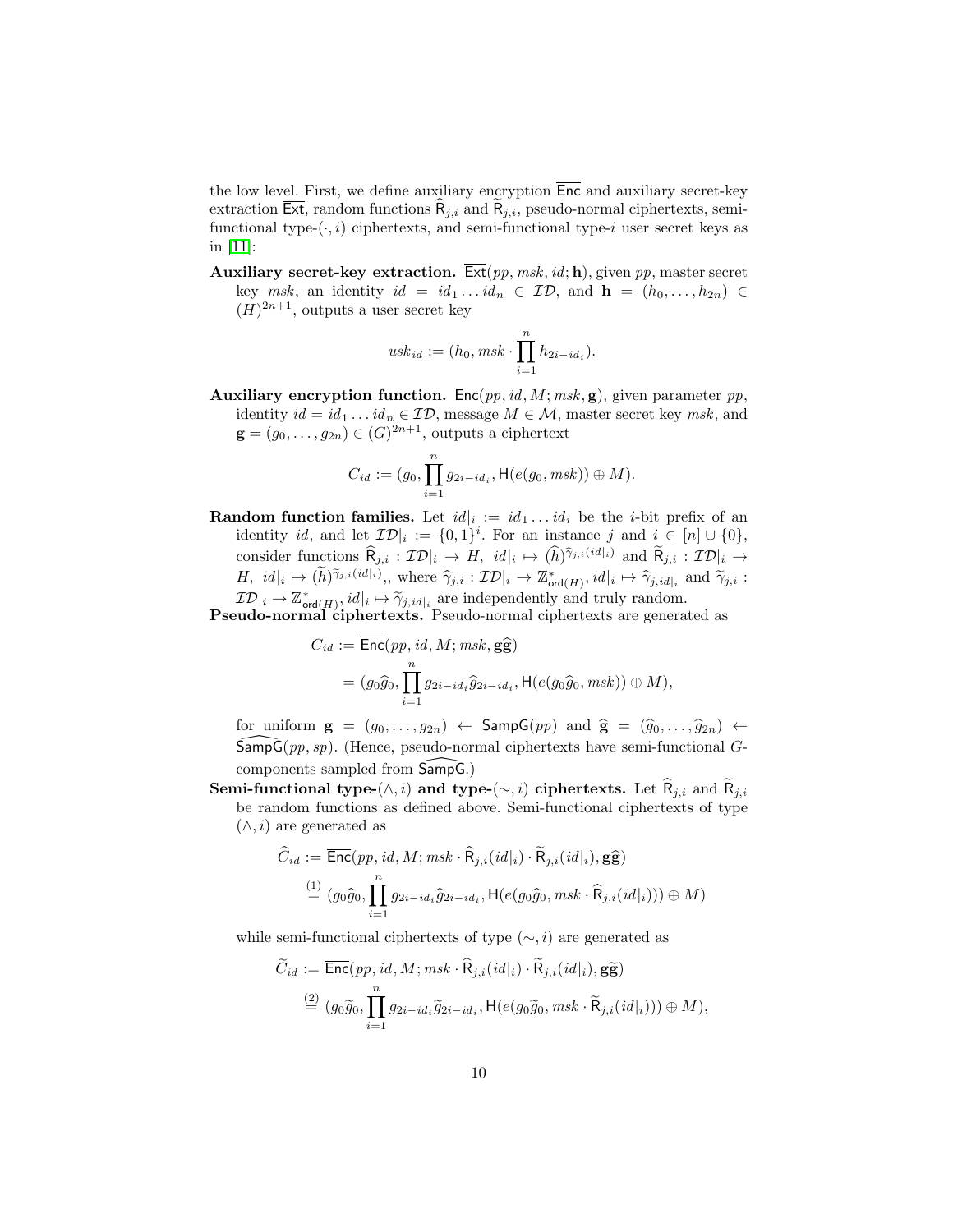the low level. First, we define auxiliary encryption $\overline{\mathsf{Enc}}$ and auxiliary secret-key extraction $\overline{\mathsf{Ext}}$, random functions $\widehat{\mathsf{R}}_{j,i}$ and $\widetilde{\mathsf{R}}_{j,i}$, pseudo-normal ciphertexts, semi-functional type-$(\cdot, i)$ ciphertexts, and semi-functional type-$i$ user secret keys as in [11]:

**Auxiliary secret-key extraction.** $\overline{\mathsf{Ext}}(pp, msk, id; \mathbf{h})$, given $pp$, master secret key $msk$, an identity $id = id_1 \ldots id_n \in \mathcal{ID}$, and $\mathbf{h} = (h_0, \ldots, h_{2n}) \in (H)^{2n+1}$, outputs a user secret key

$$usk_{id} := (h_0, msk \cdot \prod_{i=1}^{n} h_{2i-id_i}).$$

**Auxiliary encryption function.** $\overline{\mathsf{Enc}}(pp, id, M; msk, \mathbf{g})$, given parameter $pp$, identity $id = id_1 \ldots id_n \in \mathcal{ID}$, message $M \in \mathcal{M}$, master secret key $msk$, and $\mathbf{g} = (g_0, \ldots, g_{2n}) \in (G)^{2n+1}$, outputs a ciphertext

$$C_{id} := (g_0, \prod_{i=1}^{n} g_{2i-id_i}, \mathsf{H}(e(g_0, msk)) \oplus M).$$

**Random function families.** Let $id|_i := id_1 \ldots id_i$ be the $i$-bit prefix of an identity $id$, and let $\mathcal{ID}|_i := \{0,1\}^i$. For an instance $j$ and $i \in [n] \cup \{0\}$, consider functions $\widehat{\mathsf{R}}_{j,i} : \mathcal{ID}|_i \to H,\ id|_i \mapsto (\widehat{h})^{\widehat{\gamma}_{j,i}(id|_i)}$ and $\widetilde{\mathsf{R}}_{j,i} : \mathcal{ID}|_i \to H,\ id|_i \mapsto (\widetilde{h})^{\widetilde{\gamma}_{j,i}(id|_i)}$,, where $\widehat{\gamma}_{j,i} : \mathcal{ID}|_i \to \mathbb{Z}^*_{\mathsf{ord}(H)}, id|_i \mapsto \widehat{\gamma}_{j,id|_i}$ and $\widetilde{\gamma}_{j,i} : \mathcal{ID}|_i \to \mathbb{Z}^*_{\mathsf{ord}(H)}, id|_i \mapsto \widetilde{\gamma}_{j,id|_i}$ are independently and truly random.

**Pseudo-normal ciphertexts.** Pseudo-normal ciphertexts are generated as

$$\begin{aligned}
C_{id} &:= \overline{\mathsf{Enc}}(pp, id, M; msk, \mathbf{g}\widehat{\mathbf{g}}) \\
&= (g_0\widehat{g}_0, \prod_{i=1}^{n} g_{2i-id_i}\widehat{g}_{2i-id_i}, \mathsf{H}(e(g_0\widehat{g}_0, msk)) \oplus M),
\end{aligned}$$

for uniform $\mathbf{g} = (g_0, \ldots, g_{2n}) \leftarrow \mathsf{SampG}(pp)$ and $\widehat{\mathbf{g}} = (\widehat{g}_0, \ldots, \widehat{g}_{2n}) \leftarrow \widehat{\mathsf{SampG}}(pp, sp)$. (Hence, pseudo-normal ciphertexts have semi-functional $G$-components sampled from $\widehat{\mathsf{SampG}}$.)

**Semi-functional type-$(\wedge, i)$ and type-$(\sim, i)$ ciphertexts.** Let $\widehat{\mathsf{R}}_{j,i}$ and $\widetilde{\mathsf{R}}_{j,i}$ be random functions as defined above. Semi-functional ciphertexts of type $(\wedge, i)$ are generated as

$$\begin{aligned}
\widehat{C}_{id} &:= \overline{\mathsf{Enc}}(pp, id, M; msk \cdot \widehat{\mathsf{R}}_{j,i}(id|_i) \cdot \widetilde{\mathsf{R}}_{j,i}(id|_i), \mathbf{g}\widehat{\mathbf{g}}) \\
&\overset{(1)}{=} (g_0\widehat{g}_0, \prod_{i=1}^{n} g_{2i-id_i}\widehat{g}_{2i-id_i}, \mathsf{H}(e(g_0\widehat{g}_0, msk \cdot \widehat{\mathsf{R}}_{j,i}(id|_i))) \oplus M)
\end{aligned}$$

while semi-functional ciphertexts of type $(\sim, i)$ are generated as

$$\begin{aligned}
\widetilde{C}_{id} &:= \overline{\mathsf{Enc}}(pp, id, M; msk \cdot \widehat{\mathsf{R}}_{j,i}(id|_i) \cdot \widetilde{\mathsf{R}}_{j,i}(id|_i), \mathbf{g}\widetilde{\mathbf{g}}) \\
&\overset{(2)}{=} (g_0\widetilde{g}_0, \prod_{i=1}^{n} g_{2i-id_i}\widetilde{g}_{2i-id_i}, \mathsf{H}(e(g_0\widetilde{g}_0, msk \cdot \widetilde{\mathsf{R}}_{j,i}(id|_i))) \oplus M),
\end{aligned}$$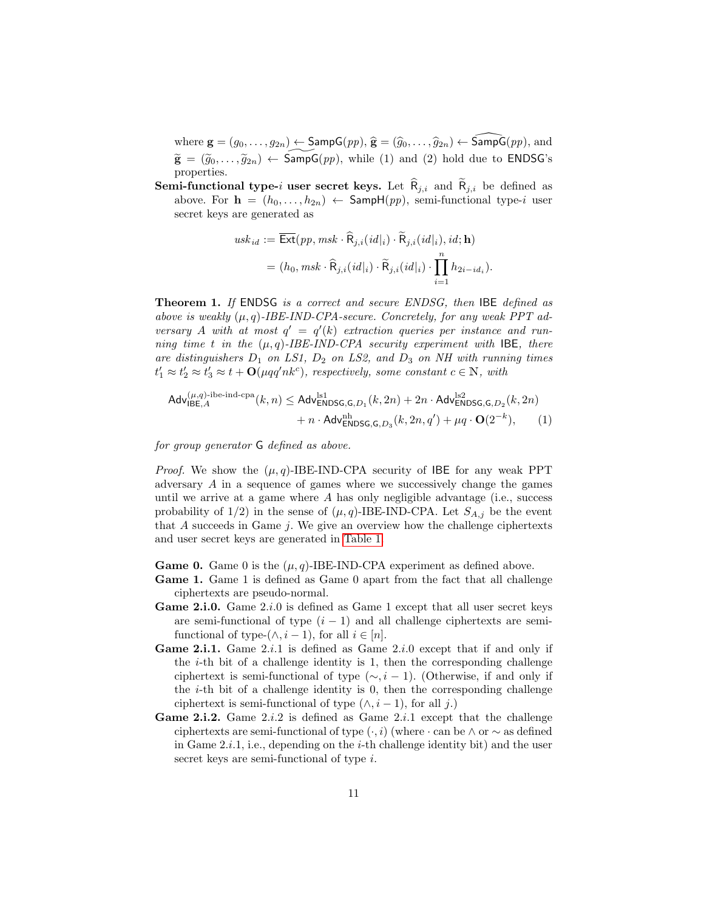where $\mathbf{g} = (g_0, \ldots, g_{2n}) \leftarrow \mathsf{SampG}(pp)$, $\widehat{\mathbf{g}} = (\widehat{g}_0, \ldots, \widehat{g}_{2n}) \leftarrow \widehat{\mathsf{SampG}}(pp)$, and $\widetilde{\mathbf{g}} = (\widetilde{g}_0, \ldots, \widetilde{g}_{2n}) \leftarrow \widetilde{\mathsf{SampG}}(pp)$, while (1) and (2) hold due to $\mathsf{ENDSG}$'s properties.

**Semi-functional type-$i$ user secret keys.** Let $\widehat{\mathsf{R}}_{j,i}$ and $\widetilde{\mathsf{R}}_{j,i}$ be defined as above. For $\mathbf{h} = (h_0, \ldots, h_{2n}) \leftarrow \mathsf{SampH}(pp)$, semi-functional type-$i$ user secret keys are generated as

$$
\begin{aligned}
usk_{id} &:= \overline{\mathsf{Ext}}(pp, msk \cdot \widehat{\mathsf{R}}_{j,i}(id|_i) \cdot \widetilde{\mathsf{R}}_{j,i}(id|_i), id; \mathbf{h}) \\
&= (h_0, msk \cdot \widehat{\mathsf{R}}_{j,i}(id|_i) \cdot \widetilde{\mathsf{R}}_{j,i}(id|_i) \cdot \prod_{i=1}^{n} h_{2i-id_i}).
\end{aligned}
$$

**Theorem 1.** *If* $\mathsf{ENDSG}$ *is a correct and secure ENDSG, then* $\mathsf{IBE}$ *defined as above is weakly $(\mu, q)$-IBE-IND-CPA-secure. Concretely, for any weak PPT adversary $A$ with at most $q' = q'(k)$ extraction queries per instance and running time $t$ in the $(\mu, q)$-IBE-IND-CPA security experiment with* $\mathsf{IBE}$*, there are distinguishers $D_1$ on LS1, $D_2$ on LS2, and $D_3$ on NH with running times $t'_1 \approx t'_2 \approx t'_3 \approx t + \mathbf{O}(\mu q q' n k^c)$, respectively, some constant $c \in \mathbb{N}$, with*

$$
\begin{aligned}
\mathsf{Adv}^{(\mu,q)\text{-ibe-ind-cpa}}_{\mathsf{IBE},A}(k, n) \leq \mathsf{Adv}^{\text{ls1}}_{\mathsf{ENDSG},\mathsf{G},D_1}(k, 2n) + 2n \cdot \mathsf{Adv}^{\text{ls2}}_{\mathsf{ENDSG},\mathsf{G},D_2}(k, 2n) \\
+ n \cdot \mathsf{Adv}^{\text{nh}}_{\mathsf{ENDSG},\mathsf{G},D_3}(k, 2n, q') + \mu q \cdot \mathbf{O}(2^{-k}), \qquad (1)
\end{aligned}
$$

*for group generator* $\mathsf{G}$ *defined as above.*

*Proof.* We show the $(\mu, q)$-IBE-IND-CPA security of $\mathsf{IBE}$ for any weak PPT adversary $A$ in a sequence of games where we successively change the games until we arrive at a game where $A$ has only negligible advantage (i.e., success probability of $1/2$) in the sense of $(\mu, q)$-IBE-IND-CPA. Let $S_{A,j}$ be the event that $A$ succeeds in Game $j$. We give an overview how the challenge ciphertexts and user secret keys are generated in Table 1.

**Game 0.** Game 0 is the $(\mu, q)$-IBE-IND-CPA experiment as defined above.

**Game 1.** Game 1 is defined as Game 0 apart from the fact that all challenge ciphertexts are pseudo-normal.

**Game 2.i.0.** Game $2.i.0$ is defined as Game 1 except that all user secret keys are semi-functional of type $(i-1)$ and all challenge ciphertexts are semi-functional of type-$(\wedge, i-1)$, for all $i \in [n]$.

**Game 2.i.1.** Game $2.i.1$ is defined as Game $2.i.0$ except that if and only if the $i$-th bit of a challenge identity is 1, then the corresponding challenge ciphertext is semi-functional of type $(\sim, i-1)$. (Otherwise, if and only if the $i$-th bit of a challenge identity is 0, then the corresponding challenge ciphertext is semi-functional of type $(\wedge, i-1)$, for all $j$.)

**Game 2.i.2.** Game $2.i.2$ is defined as Game $2.i.1$ except that the challenge ciphertexts are semi-functional of type $(\cdot, i)$ (where $\cdot$ can be $\wedge$ or $\sim$ as defined in Game $2.i.1$, i.e., depending on the $i$-th challenge identity bit) and the user secret keys are semi-functional of type $i$.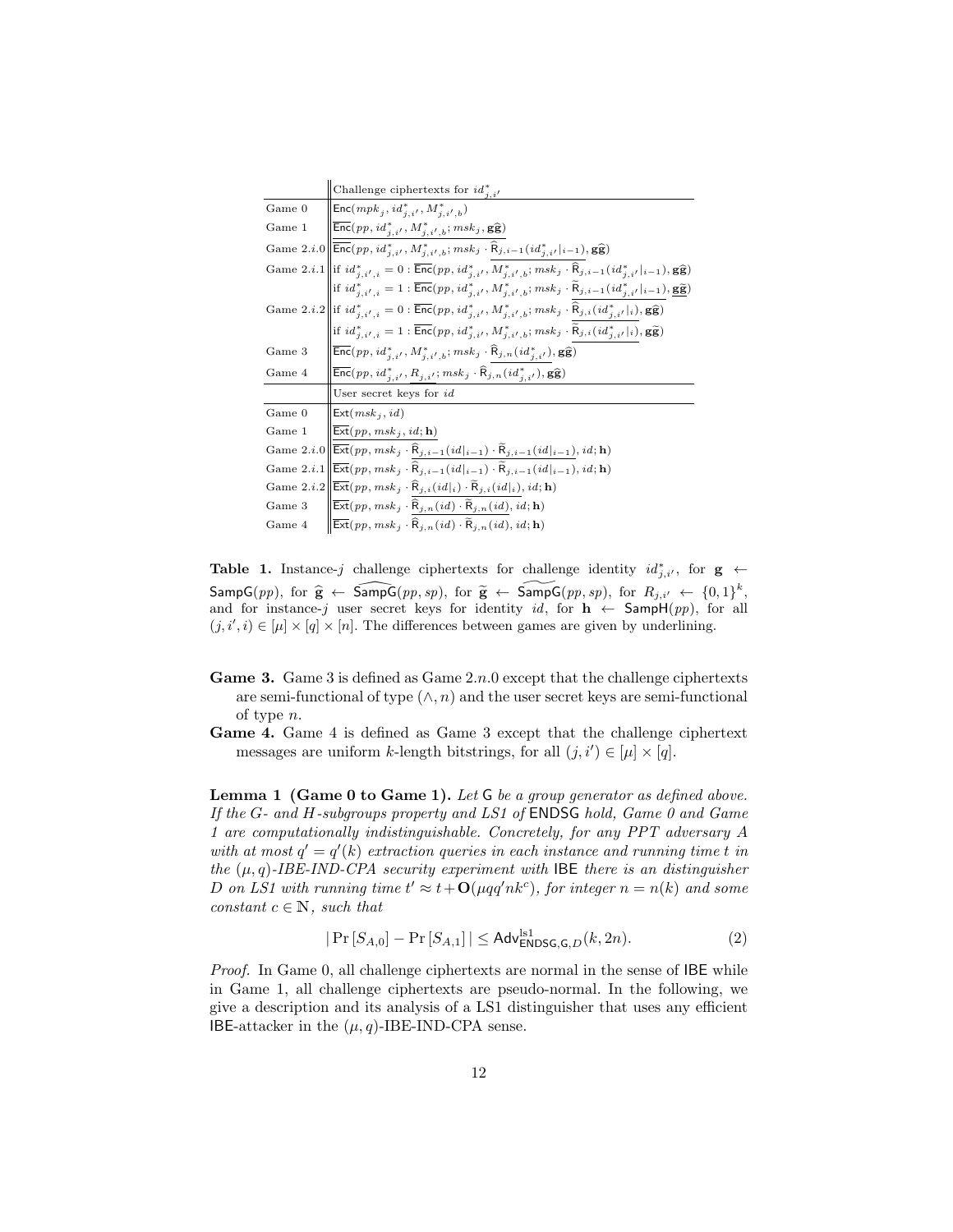| | Challenge ciphertexts for $id^*_{j,i'}$ |
|---|---|
| Game 0 | $\mathsf{Enc}(mpk_j, id^*_{j,i'}, M^*_{j,i',b})$ |
| Game 1 | $\underline{\overline{\mathsf{Enc}}(pp, id^*_{j,i'}, M^*_{j,i',b}; msk_j, \mathbf{g}\widehat{\mathbf{g}})}$ |
| Game 2.$i$.0 | $\overline{\mathsf{Enc}}(pp, id^*_{j,i'}, M^*_{j,i',b}; msk_j \cdot \underline{\widehat{\mathsf{R}}_{j,i-1}(id^*_{j,i'}\|_{i-1})}, \mathbf{g}\widehat{\mathbf{g}})$ |
| Game 2.$i$.1 | if $id^*_{j,i',i} = 0 : \overline{\mathsf{Enc}}(pp, id^*_{j,i'}, M^*_{j,i',b}; msk_j \cdot \widehat{\mathsf{R}}_{j,i-1}(id^*_{j,i'}\|_{i-1}), \mathbf{g}\widehat{\mathbf{g}})$ |
| | if $id^*_{j,i',i} = 1 : \overline{\mathsf{Enc}}(pp, id^*_{j,i'}, M^*_{j,i',b}; msk_j \cdot \underline{\widetilde{\mathsf{R}}_{j,i-1}(id^*_{j,i'}\|_{i-1}), \mathbf{g}\widetilde{\mathbf{g}}})$ |
| Game 2.$i$.2 | if $id^*_{j,i',i} = 0 : \overline{\mathsf{Enc}}(pp, id^*_{j,i'}, M^*_{j,i',b}; msk_j \cdot \underline{\widehat{\mathsf{R}}_{j,i}(id^*_{j,i'}\|_i)}, \mathbf{g}\widehat{\mathbf{g}})$ |
| | if $id^*_{j,i',i} = 1 : \overline{\mathsf{Enc}}(pp, id^*_{j,i'}, M^*_{j,i',b}; msk_j \cdot \underline{\widetilde{\mathsf{R}}_{j,i}(id^*_{j,i'}\|_i)}, \mathbf{g}\widetilde{\mathbf{g}})$ |
| Game 3 | $\overline{\mathsf{Enc}}(pp, id^*_{j,i'}, M^*_{j,i',b}; msk_j \cdot \underline{\widehat{\mathsf{R}}_{j,n}(id^*_{j,i'}), \mathbf{g}\widehat{\mathbf{g}}})$ |
| Game 4 | $\overline{\mathsf{Enc}}(pp, id^*_{j,i'}, \underline{R_{j,i'}}; msk_j \cdot \widehat{\mathsf{R}}_{j,n}(id^*_{j,i'}), \mathbf{g}\widehat{\mathbf{g}})$ |
| | User secret keys for $id$ |
| Game 0 | $\mathsf{Ext}(msk_j, id)$ |
| Game 1 | $\underline{\overline{\mathsf{Ext}}(pp, msk_j, id; \mathbf{h})}$ |
| Game 2.$i$.0 | $\overline{\mathsf{Ext}}(pp, msk_j \cdot \underline{\widehat{\mathsf{R}}_{j,i-1}(id\|_{i-1}) \cdot \widetilde{\mathsf{R}}_{j,i-1}(id\|_{i-1})}, id; \mathbf{h})$ |
| Game 2.$i$.1 | $\overline{\mathsf{Ext}}(pp, msk_j \cdot \widehat{\mathsf{R}}_{j,i-1}(id\|_{i-1}) \cdot \widetilde{\mathsf{R}}_{j,i-1}(id\|_{i-1}), id; \mathbf{h})$ |
| Game 2.$i$.2 | $\overline{\mathsf{Ext}}(pp, msk_j \cdot \underline{\widehat{\mathsf{R}}_{j,i}(id\|_i) \cdot \widetilde{\mathsf{R}}_{j,i}(id\|_i)}, id; \mathbf{h})$ |
| Game 3 | $\overline{\mathsf{Ext}}(pp, msk_j \cdot \underline{\widehat{\mathsf{R}}_{j,n}(id) \cdot \widetilde{\mathsf{R}}_{j,n}(id)}, id; \mathbf{h})$ |
| Game 4 | $\overline{\mathsf{Ext}}(pp, msk_j \cdot \widehat{\mathsf{R}}_{j,n}(id) \cdot \widetilde{\mathsf{R}}_{j,n}(id), id; \mathbf{h})$ |

**Table 1.** Instance-$j$ challenge ciphertexts for challenge identity $id^*_{j,i'}$, for $\mathbf{g} \leftarrow \mathsf{SampG}(pp)$, for $\widehat{\mathbf{g}} \leftarrow \widehat{\mathsf{SampG}}(pp, sp)$, for $\widetilde{\mathbf{g}} \leftarrow \widetilde{\mathsf{SampG}}(pp, sp)$, for $R_{j,i'} \leftarrow \{0,1\}^k$, and for instance-$j$ user secret keys for identity $id$, for $\mathbf{h} \leftarrow \mathsf{SampH}(pp)$, for all $(j, i', i) \in [\mu] \times [q] \times [n]$. The differences between games are given by underlining.

**Game 3.** Game 3 is defined as Game 2.$n$.0 except that the challenge ciphertexts are semi-functional of type $(\wedge, n)$ and the user secret keys are semi-functional of type $n$.

**Game 4.** Game 4 is defined as Game 3 except that the challenge ciphertext messages are uniform $k$-length bitstrings, for all $(j, i') \in [\mu] \times [q]$.

**Lemma 1 (Game 0 to Game 1).** *Let* $\mathsf{G}$ *be a group generator as defined above. If the G- and H-subgroups property and LS1 of* $\mathsf{ENDSG}$ *hold, Game 0 and Game 1 are computationally indistinguishable. Concretely, for any PPT adversary* $A$ *with at most* $q' = q'(k)$ *extraction queries in each instance and running time* $t$ *in the* $(\mu, q)$*-IBE-IND-CPA security experiment with* $\mathsf{IBE}$ *there is an distinguisher* $D$ *on LS1 with running time* $t' \approx t + \mathbf{O}(\mu q q' n k^c)$*, for integer* $n = n(k)$ *and some constant* $c \in \mathbb{N}$*, such that*

$$|\Pr[S_{A,0}] - \Pr[S_{A,1}]| \leq \mathsf{Adv}^{\mathrm{ls1}}_{\mathsf{ENDSG},\mathsf{G},D}(k, 2n). \tag{2}$$

*Proof.* In Game 0, all challenge ciphertexts are normal in the sense of $\mathsf{IBE}$ while in Game 1, all challenge ciphertexts are pseudo-normal. In the following, we give a description and its analysis of a LS1 distinguisher that uses any efficient $\mathsf{IBE}$-attacker in the $(\mu, q)$-IBE-IND-CPA sense.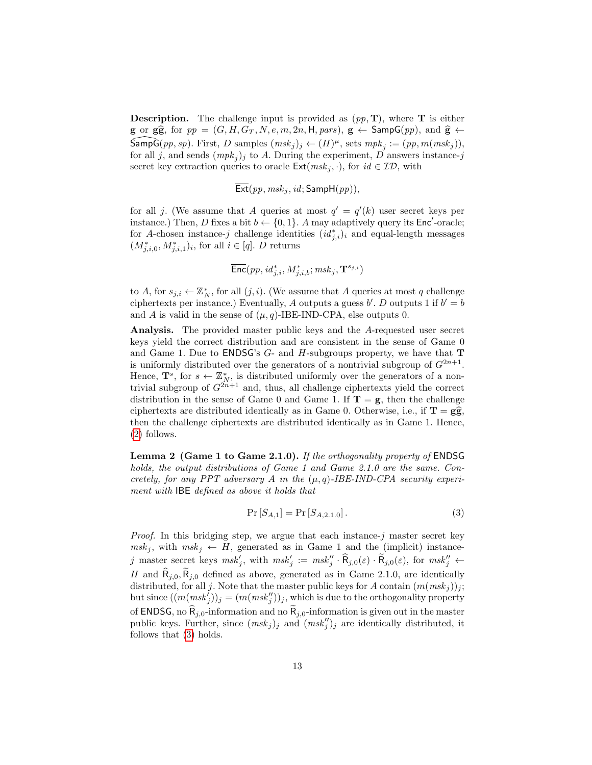**Description.** The challenge input is provided as $(pp, \mathbf{T})$, where $\mathbf{T}$ is either $\mathbf{g}$ or $\mathbf{g}\widehat{\mathbf{g}}$, for $pp = (G, H, G_T, N, e, m, 2n, \mathsf{H}, pars)$, $\mathbf{g} \leftarrow \mathsf{SampG}(pp)$, and $\widehat{\mathbf{g}} \leftarrow \widehat{\mathsf{SampG}}(pp, sp)$. First, $D$ samples $(msk_j)_j \leftarrow (H)^\mu$, sets $mpk_j := (pp, m(msk_j))$, for all $j$, and sends $(mpk_j)_j$ to $A$. During the experiment, $D$ answers instance-$j$ secret key extraction queries to oracle $\mathsf{Ext}(msk_j, \cdot)$, for $id \in \mathcal{ID}$, with

$$\overline{\mathsf{Ext}}(pp, msk_j, id; \mathsf{SampH}(pp)),$$

for all $j$. (We assume that $A$ queries at most $q' = q'(k)$ user secret keys per instance.) Then, $D$ fixes a bit $b \leftarrow \{0,1\}$. $A$ may adaptively query its $\mathsf{Enc}'$-oracle; for $A$-chosen instance-$j$ challenge identities $(id^*_{j,i})_i$ and equal-length messages $(M^*_{j,i,0}, M^*_{j,i,1})_i$, for all $i \in [q]$. $D$ returns

$$\overline{\mathsf{Enc}}(pp, id^*_{j,i}, M^*_{j,i,b}; msk_j, \mathbf{T}^{s_{j,i}})$$

to $A$, for $s_{j,i} \leftarrow \mathbb{Z}_N^*$, for all $(j,i)$. (We assume that $A$ queries at most $q$ challenge ciphertexts per instance.) Eventually, $A$ outputs a guess $b'$. $D$ outputs 1 if $b' = b$ and $A$ is valid in the sense of $(\mu, q)$-IBE-IND-CPA, else outputs 0.

**Analysis.** The provided master public keys and the $A$-requested user secret keys yield the correct distribution and are consistent in the sense of Game 0 and Game 1. Due to $\mathsf{ENDSG}$'s $G$- and $H$-subgroups property, we have that $\mathbf{T}$ is uniformly distributed over the generators of a nontrivial subgroup of $G^{2n+1}$. Hence, $\mathbf{T}^s$, for $s \leftarrow \mathbb{Z}_N^*$, is distributed uniformly over the generators of a nontrivial subgroup of $G^{2n+1}$ and, thus, all challenge ciphertexts yield the correct distribution in the sense of Game 0 and Game 1. If $\mathbf{T} = \mathbf{g}$, then the challenge ciphertexts are distributed identically as in Game 0. Otherwise, i.e., if $\mathbf{T} = \mathbf{g}\widehat{\mathbf{g}}$, then the challenge ciphertexts are distributed identically as in Game 1. Hence, (2) follows.

**Lemma 2 (Game 1 to Game 2.1.0).** *If the orthogonality property of* $\mathsf{ENDSG}$ *holds, the output distributions of Game 1 and Game 2.1.0 are the same. Concretely, for any PPT adversary A in the $(\mu, q)$-IBE-IND-CPA security experiment with* $\mathsf{IBE}$ *defined as above it holds that*

$$\Pr[S_{A,1}] = \Pr[S_{A,2.1.0}]. \tag{3}$$

*Proof.* In this bridging step, we argue that each instance-$j$ master secret key $msk_j$, with $msk_j \leftarrow H$, generated as in Game 1 and the (implicit) instance-$j$ master secret keys $msk'_j$, with $msk'_j := msk''_j \cdot \widehat{\mathsf{R}}_{j,0}(\varepsilon) \cdot \widetilde{\mathsf{R}}_{j,0}(\varepsilon)$, for $msk''_j \leftarrow H$ and $\widehat{\mathsf{R}}_{j,0}, \widetilde{\mathsf{R}}_{j,0}$ defined as above, generated as in Game 2.1.0, are identically distributed, for all $j$. Note that the master public keys for $A$ contain $(m(msk_j))_j$; but since $((m(msk'_j))_j = (m(msk''_j))_j$, which is due to the orthogonality property of $\mathsf{ENDSG}$, no $\widehat{\mathsf{R}}_{j,0}$-information and no $\widetilde{\mathsf{R}}_{j,0}$-information is given out in the master public keys. Further, since $(msk_j)_j$ and $(msk''_j)_j$ are identically distributed, it follows that (3) holds.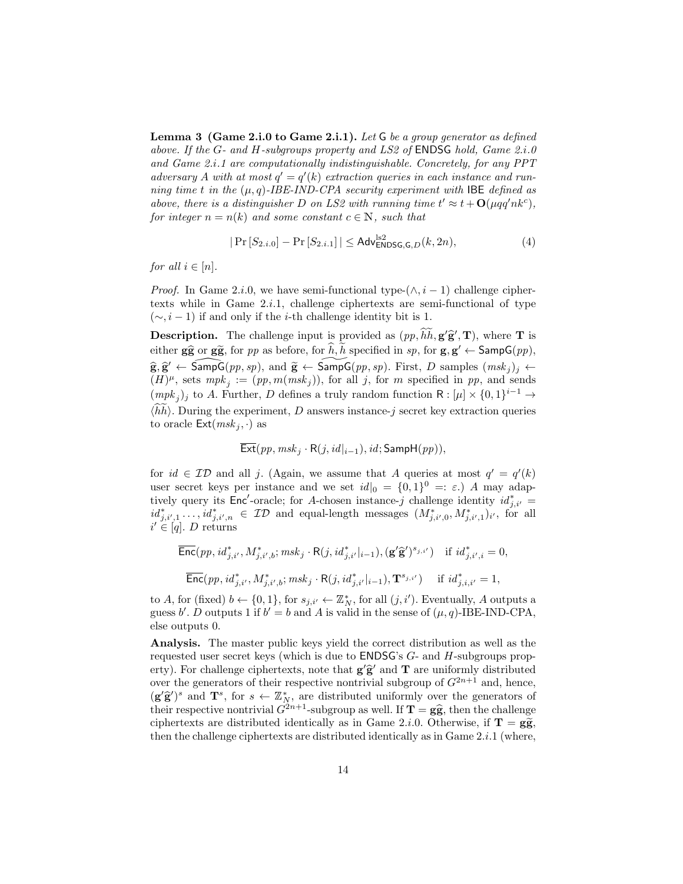**Lemma 3 (Game 2.i.0 to Game 2.i.1).** *Let* $\mathsf{G}$ *be a group generator as defined above. If the* $G$*- and* $H$*-subgroups property and LS2 of* $\mathsf{ENDSG}$ *hold, Game 2.*$i$*.0 and Game 2.*$i$*.1 are computationally indistinguishable. Concretely, for any PPT adversary* $A$ *with at most* $q' = q'(k)$ *extraction queries in each instance and running time* $t$ *in the* $(\mu, q)$*-IBE-IND-CPA security experiment with* $\mathsf{IBE}$ *defined as above, there is a distinguisher* $D$ *on LS2 with running time* $t' \approx t + \mathbf{O}(\mu q q' n k^c)$*, for integer* $n = n(k)$ *and some constant* $c \in \mathbb{N}$*, such that*

$$|\Pr[S_{2.i.0}] - \Pr[S_{2.i.1}]| \leq \mathsf{Adv}^{\mathrm{ls2}}_{\mathsf{ENDSG},\mathsf{G},D}(k, 2n), \tag{4}$$

*for all* $i \in [n]$*.*

*Proof.* In Game 2.$i$.0, we have semi-functional type-$(\wedge, i-1)$ challenge ciphertexts while in Game 2.$i$.1, challenge ciphertexts are semi-functional of type $(\sim, i-1)$ if and only if the $i$-th challenge identity bit is 1.

**Description.** The challenge input is provided as $(pp, \widehat{h}\widetilde{h}, \mathbf{g}'\widehat{\mathbf{g}}', \mathbf{T})$, where $\mathbf{T}$ is either $\mathbf{g}\widehat{\mathbf{g}}$ or $\mathbf{g}\widetilde{\mathbf{g}}$, for $pp$ as before, for $\widehat{h}, \widetilde{h}$ specified in $sp$, for $\mathbf{g}, \mathbf{g}' \leftarrow \mathsf{SampG}(pp)$, $\widehat{\mathbf{g}}, \widehat{\mathbf{g}}' \leftarrow \widehat{\mathsf{SampG}}(pp, sp)$, and $\widetilde{\mathbf{g}} \leftarrow \widetilde{\mathsf{SampG}}(pp, sp)$. First, $D$ samples $(msk_j)_j \leftarrow (H)^\mu$, sets $mpk_j := (pp, m(msk_j))$, for all $j$, for $m$ specified in $pp$, and sends $(mpk_j)_j$ to $A$. Further, $D$ defines a truly random function $\mathsf{R} : [\mu] \times \{0,1\}^{i-1} \to \langle \widehat{h}\widetilde{h} \rangle$. During the experiment, $D$ answers instance-$j$ secret key extraction queries to oracle $\mathsf{Ext}(msk_j, \cdot)$ as

$$\overline{\mathsf{Ext}}(pp, msk_j \cdot \mathsf{R}(j, id|_{i-1}), id; \mathsf{SampH}(pp)),$$

for $id \in \mathcal{ID}$ and all $j$. (Again, we assume that $A$ queries at most $q' = q'(k)$ user secret keys per instance and we set $id|_0 = \{0,1\}^0 =: \varepsilon$.) $A$ may adaptively query its $\mathsf{Enc}'$-oracle; for $A$-chosen instance-$j$ challenge identity $id^*_{j,i'} = id^*_{j,i',1} \ldots, id^*_{j,i',n} \in \mathcal{ID}$ and equal-length messages $(M^*_{j,i',0}, M^*_{j,i',1})_{i'}$, for all $i' \in [q]$. $D$ returns

$$\overline{\mathsf{Enc}}(pp, id^*_{j,i'}, M^*_{j,i',b}; msk_j \cdot \mathsf{R}(j, id^*_{j,i'}|_{i-1}), (\mathbf{g}'\widehat{\mathbf{g}}')^{s_{j,i'}}) \quad \text{if } id^*_{j,i',i} = 0,$$

$$\overline{\mathsf{Enc}}(pp, id^*_{j,i'}, M^*_{j,i',b}; msk_j \cdot \mathsf{R}(j, id^*_{j,i'}|_{i-1}), \mathbf{T}^{s_{j,i'}}) \quad \text{if } id^*_{j,i,i'} = 1,$$

to $A$, for (fixed) $b \leftarrow \{0,1\}$, for $s_{j,i'} \leftarrow \mathbb{Z}^*_N$, for all $(j, i')$. Eventually, $A$ outputs a guess $b'$. $D$ outputs 1 if $b' = b$ and $A$ is valid in the sense of $(\mu, q)$-IBE-IND-CPA, else outputs 0.

**Analysis.** The master public keys yield the correct distribution as well as the requested user secret keys (which is due to $\mathsf{ENDSG}$'s $G$- and $H$-subgroups property). For challenge ciphertexts, note that $\mathbf{g}'\widehat{\mathbf{g}}'$ and $\mathbf{T}$ are uniformly distributed over the generators of their respective nontrivial subgroup of $G^{2n+1}$ and, hence, $(\mathbf{g}'\widehat{\mathbf{g}}')^s$ and $\mathbf{T}^s$, for $s \leftarrow \mathbb{Z}^*_N$, are distributed uniformly over the generators of their respective nontrivial $G^{2n+1}$-subgroup as well. If $\mathbf{T} = \mathbf{g}\widehat{\mathbf{g}}$, then the challenge ciphertexts are distributed identically as in Game 2.$i$.0. Otherwise, if $\mathbf{T} = \mathbf{g}\widetilde{\mathbf{g}}$, then the challenge ciphertexts are distributed identically as in Game 2.$i$.1 (where,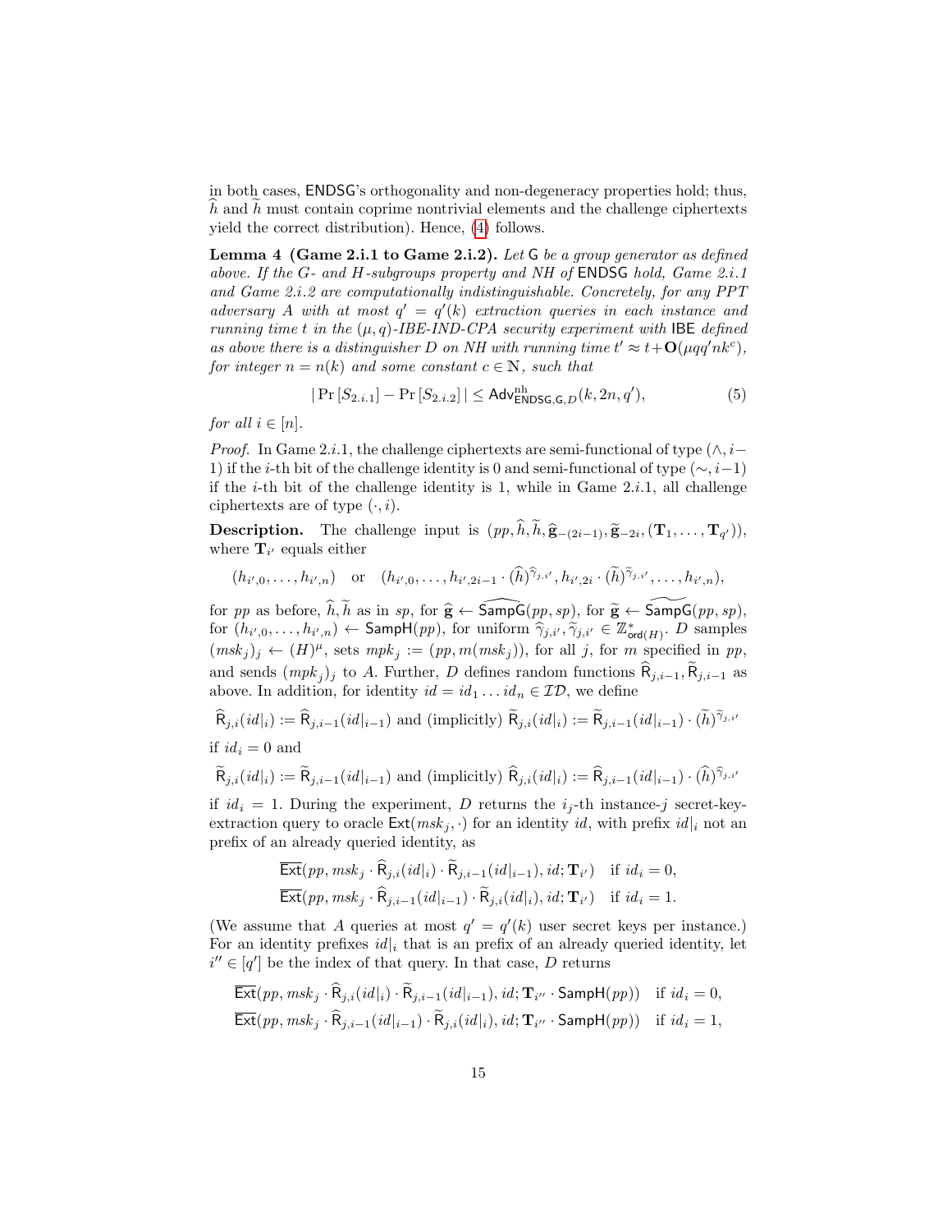in both cases, ENDSG's orthogonality and non-degeneracy properties hold; thus, $\widehat{h}$ and $\widetilde{h}$ must contain coprime nontrivial elements and the challenge ciphertexts yield the correct distribution). Hence, (4) follows.

**Lemma 4 (Game 2.i.1 to Game 2.i.2).** *Let* $\mathsf{G}$ *be a group generator as defined above. If the* $G$*- and* $H$*-subgroups property and NH of* $\mathsf{ENDSG}$ *hold, Game 2.i.1 and Game 2.i.2 are computationally indistinguishable. Concretely, for any PPT adversary* $A$ *with at most* $q' = q'(k)$ *extraction queries in each instance and running time* $t$ *in the* $(\mu, q)$*-IBE-IND-CPA security experiment with* $\mathsf{IBE}$ *defined as above there is a distinguisher* $D$ *on NH with running time* $t' \approx t + \mathbf{O}(\mu q q' n k^c)$*, for integer* $n = n(k)$ *and some constant* $c \in \mathbb{N}$*, such that*

$$|\Pr[S_{2.i.1}] - \Pr[S_{2.i.2}]| \leq \mathsf{Adv}^{\mathrm{nh}}_{\mathsf{ENDSG},\mathsf{G},D}(k, 2n, q'), \tag{5}$$

*for all* $i \in [n]$.

*Proof.* In Game 2.$i$.1, the challenge ciphertexts are semi-functional of type $(\wedge, i-1)$ if the $i$-th bit of the challenge identity is 0 and semi-functional of type $(\sim, i-1)$ if the $i$-th bit of the challenge identity is 1, while in Game 2.$i$.1, all challenge ciphertexts are of type $(\cdot, i)$.

**Description.** The challenge input is $(pp, \widehat{h}, \widetilde{h}, \widehat{\mathbf{g}}_{-(2i-1)}, \widetilde{\mathbf{g}}_{-2i}, (\mathbf{T}_1, \ldots, \mathbf{T}_{q'}))$, where $\mathbf{T}_{i'}$ equals either

$$(h_{i',0}, \ldots, h_{i',n}) \quad \text{or} \quad (h_{i',0}, \ldots, h_{i',2i-1} \cdot (\widehat{h})^{\widehat{\gamma}_{j,i'}}, h_{i',2i} \cdot (\widetilde{h})^{\widetilde{\gamma}_{j,i'}}, \ldots, h_{i',n}),$$

for $pp$ as before, $\widehat{h}, \widetilde{h}$ as in $sp$, for $\widehat{\mathbf{g}} \leftarrow \widehat{\mathsf{SampG}}(pp, sp)$, for $\widetilde{\mathbf{g}} \leftarrow \widetilde{\mathsf{SampG}}(pp, sp)$, for $(h_{i',0}, \ldots, h_{i',n}) \leftarrow \mathsf{SampH}(pp)$, for uniform $\widehat{\gamma}_{j,i'}, \widetilde{\gamma}_{j,i'} \in \mathbb{Z}^*_{\mathsf{ord}(H)}$. $D$ samples $(msk_j)_j \leftarrow (H)^\mu$, sets $mpk_j := (pp, m(msk_j))$, for all $j$, for $m$ specified in $pp$, and sends $(mpk_j)_j$ to $A$. Further, $D$ defines random functions $\widehat{\mathsf{R}}_{j,i-1}, \widetilde{\mathsf{R}}_{j,i-1}$ as above. In addition, for identity $id = id_1 \ldots id_n \in \mathcal{ID}$, we define

$\widehat{\mathsf{R}}_{j,i}(id|_i) := \widehat{\mathsf{R}}_{j,i-1}(id|_{i-1})$ and (implicitly) $\widetilde{\mathsf{R}}_{j,i}(id|_i) := \widetilde{\mathsf{R}}_{j,i-1}(id|_{i-1}) \cdot (\widetilde{h})^{\widetilde{\gamma}_{j,i'}}$

if $id_i = 0$ and

$\widetilde{\mathsf{R}}_{j,i}(id|_i) := \widetilde{\mathsf{R}}_{j,i-1}(id|_{i-1})$ and (implicitly) $\widehat{\mathsf{R}}_{j,i}(id|_i) := \widehat{\mathsf{R}}_{j,i-1}(id|_{i-1}) \cdot (\widehat{h})^{\widehat{\gamma}_{j,i'}}$

if $id_i = 1$. During the experiment, $D$ returns the $i_j$-th instance-$j$ secret-key-extraction query to oracle $\mathsf{Ext}(msk_j, \cdot)$ for an identity $id$, with prefix $id|_i$ not an prefix of an already queried identity, as

$$\overline{\mathsf{Ext}}(pp, msk_j \cdot \widehat{\mathsf{R}}_{j,i}(id|_i) \cdot \widetilde{\mathsf{R}}_{j,i-1}(id|_{i-1}), id; \mathbf{T}_{i'}) \quad \text{if } id_i = 0,$$
$$\overline{\mathsf{Ext}}(pp, msk_j \cdot \widehat{\mathsf{R}}_{j,i-1}(id|_{i-1}) \cdot \widetilde{\mathsf{R}}_{j,i}(id|_i), id; \mathbf{T}_{i'}) \quad \text{if } id_i = 1.$$

(We assume that $A$ queries at most $q' = q'(k)$ user secret keys per instance.) For an identity prefixes $id|_i$ that is an prefix of an already queried identity, let $i'' \in [q']$ be the index of that query. In that case, $D$ returns

$$\overline{\mathsf{Ext}}(pp, msk_j \cdot \widehat{\mathsf{R}}_{j,i}(id|_i) \cdot \widetilde{\mathsf{R}}_{j,i-1}(id|_{i-1}), id; \mathbf{T}_{i''} \cdot \mathsf{SampH}(pp)) \quad \text{if } id_i = 0,$$
$$\overline{\mathsf{Ext}}(pp, msk_j \cdot \widehat{\mathsf{R}}_{j,i-1}(id|_{i-1}) \cdot \widetilde{\mathsf{R}}_{j,i}(id|_i), id; \mathbf{T}_{i''} \cdot \mathsf{SampH}(pp)) \quad \text{if } id_i = 1,$$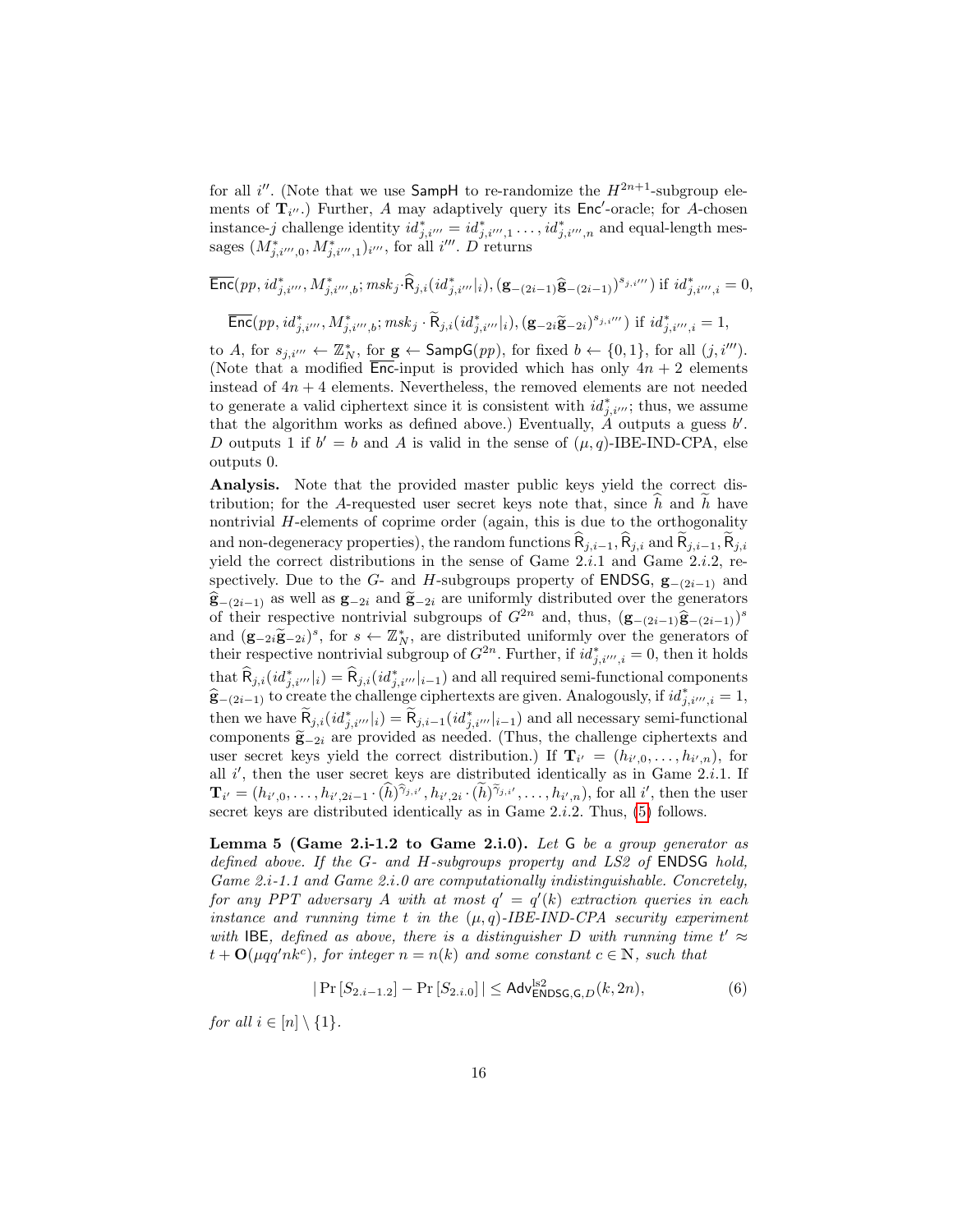for all $i''$. (Note that we use $\mathsf{SampH}$ to re-randomize the $H^{2n+1}$-subgroup elements of $\mathbf{T}_{i''}$.) Further, $A$ may adaptively query its $\mathsf{Enc}'$-oracle; for $A$-chosen instance-$j$ challenge identity $id^*_{j,i'''} = id^*_{j,i''',1} \ldots, id^*_{j,i''',n}$ and equal-length messages $(M^*_{j,i''',0}, M^*_{j,i''',1})_{i'''}$, for all $i'''$. $D$ returns

$$\overline{\mathsf{Enc}}(pp, id^*_{j,i'''}, M^*_{j,i''',b}; msk_j \cdot \widehat{\mathsf{R}}_{j,i}(id^*_{j,i'''}|_i), (\mathbf{g}_{-(2i-1)}\widehat{\mathbf{g}}_{-(2i-1)})^{s_{j,i'''}}) \text{ if } id^*_{j,i''',i} = 0,$$

$$\overline{\mathsf{Enc}}(pp, id^*_{j,i'''}, M^*_{j,i''',b}; msk_j \cdot \widetilde{\mathsf{R}}_{j,i}(id^*_{j,i'''}|_i), (\mathbf{g}_{-2i}\widetilde{\mathbf{g}}_{-2i})^{s_{j,i'''}}) \text{ if } id^*_{j,i''',i} = 1,$$

to $A$, for $s_{j,i'''} \leftarrow \mathbb{Z}_N^*$, for $\mathbf{g} \leftarrow \mathsf{SampG}(pp)$, for fixed $b \leftarrow \{0,1\}$, for all $(j, i''')$. (Note that a modified $\overline{\mathsf{Enc}}$-input is provided which has only $4n+2$ elements instead of $4n+4$ elements. Nevertheless, the removed elements are not needed to generate a valid ciphertext since it is consistent with $id^*_{j,i'''}$; thus, we assume that the algorithm works as defined above.) Eventually, $A$ outputs a guess $b'$. $D$ outputs 1 if $b' = b$ and $A$ is valid in the sense of $(\mu, q)$-IBE-IND-CPA, else outputs 0.

**Analysis.** Note that the provided master public keys yield the correct distribution; for the $A$-requested user secret keys note that, since $\widehat{h}$ and $\widetilde{h}$ have nontrivial $H$-elements of coprime order (again, this is due to the orthogonality and non-degeneracy properties), the random functions $\widehat{\mathsf{R}}_{j,i-1}, \widehat{\mathsf{R}}_{j,i}$ and $\widetilde{\mathsf{R}}_{j,i-1}, \widetilde{\mathsf{R}}_{j,i}$ yield the correct distributions in the sense of Game 2.$i$.1 and Game 2.$i$.2, respectively. Due to the $G$- and $H$-subgroups property of $\mathsf{ENDSG}$, $\mathbf{g}_{-(2i-1)}$ and $\widehat{\mathbf{g}}_{-(2i-1)}$ as well as $\mathbf{g}_{-2i}$ and $\widetilde{\mathbf{g}}_{-2i}$ are uniformly distributed over the generators of their respective nontrivial subgroups of $G^{2n}$ and, thus, $(\mathbf{g}_{-(2i-1)}\widehat{\mathbf{g}}_{-(2i-1)})^s$ and $(\mathbf{g}_{-2i}\widetilde{\mathbf{g}}_{-2i})^s$, for $s \leftarrow \mathbb{Z}_N^*$, are distributed uniformly over the generators of their respective nontrivial subgroup of $G^{2n}$. Further, if $id^*_{j,i''',i} = 0$, then it holds that $\widehat{\mathsf{R}}_{j,i}(id^*_{j,i'''}|_i) = \widehat{\mathsf{R}}_{j,i}(id^*_{j,i'''}|_{i-1})$ and all required semi-functional components $\widehat{\mathbf{g}}_{-(2i-1)}$ to create the challenge ciphertexts are given. Analogously, if $id^*_{j,i''',i} = 1$, then we have $\widetilde{\mathsf{R}}_{j,i}(id^*_{j,i'''}|_i) = \widetilde{\mathsf{R}}_{j,i-1}(id^*_{j,i'''}|_{i-1})$ and all necessary semi-functional components $\widetilde{\mathbf{g}}_{-2i}$ are provided as needed. (Thus, the challenge ciphertexts and user secret keys yield the correct distribution.) If $\mathbf{T}_{i'} = (h_{i',0}, \ldots, h_{i',n})$, for all $i'$, then the user secret keys are distributed identically as in Game 2.$i$.1. If $\mathbf{T}_{i'} = (h_{i',0}, \ldots, h_{i',2i-1} \cdot (\widehat{h})^{\widehat{\gamma}_{j,i'}}, h_{i',2i} \cdot (\widetilde{h})^{\widetilde{\gamma}_{j,i'}}, \ldots, h_{i',n})$, for all $i'$, then the user secret keys are distributed identically as in Game 2.$i$.2. Thus, (5) follows.

**Lemma 5 (Game 2.i-1.2 to Game 2.i.0).** *Let $\mathsf{G}$ be a group generator as defined above. If the $G$- and $H$-subgroups property and LS2 of $\mathsf{ENDSG}$ hold, Game 2.$i$-1.1 and Game 2.$i$.0 are computationally indistinguishable. Concretely, for any PPT adversary $A$ with at most $q' = q'(k)$ extraction queries in each instance and running time $t$ in the $(\mu, q)$-IBE-IND-CPA security experiment with $\mathsf{IBE}$, defined as above, there is a distinguisher $D$ with running time $t' \approx t + \mathbf{O}(\mu q q' n k^c)$, for integer $n = n(k)$ and some constant $c \in \mathbb{N}$, such that*

$$|\Pr[S_{2.i-1.2}] - \Pr[S_{2.i.0}]| \leq \mathsf{Adv}^{\mathrm{ls2}}_{\mathsf{ENDSG},\mathsf{G},D}(k, 2n), \tag{6}$$

*for all $i \in [n] \setminus \{1\}$.*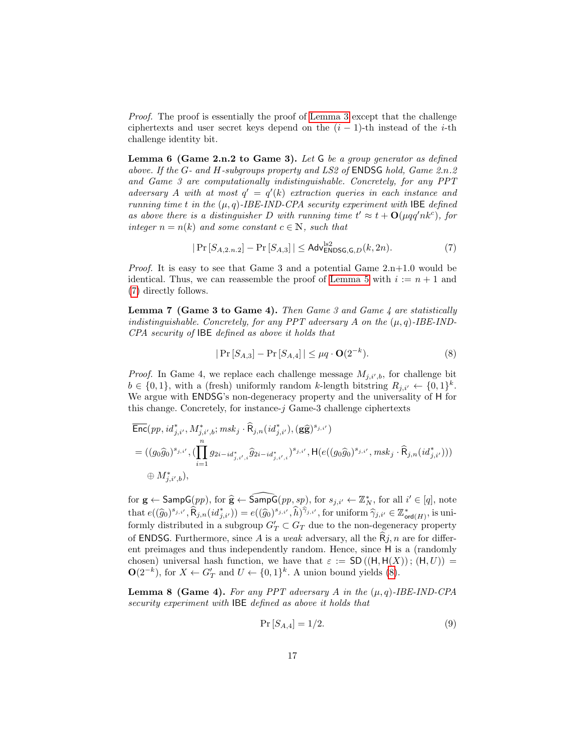*Proof.* The proof is essentially the proof of Lemma 3 except that the challenge ciphertexts and user secret keys depend on the $(i-1)$-th instead of the $i$-th challenge identity bit.

**Lemma 6 (Game 2.n.2 to Game 3).** *Let* $\mathsf{G}$ *be a group generator as defined above. If the* $G$*- and* $H$*-subgroups property and LS2 of* $\mathsf{ENDSG}$ *hold, Game 2.n.2 and Game 3 are computationally indistinguishable. Concretely, for any PPT adversary* $A$ *with at most* $q' = q'(k)$ *extraction queries in each instance and running time* $t$ *in the* $(\mu, q)$*-IBE-IND-CPA security experiment with* $\mathsf{IBE}$ *defined as above there is a distinguisher* $D$ *with running time* $t' \approx t + \mathbf{O}(\mu q q' n k^c)$*, for integer* $n = n(k)$ *and some constant* $c \in \mathbb{N}$*, such that*

$$|\Pr[S_{A,2.n.2}] - \Pr[S_{A,3}]| \leq \mathsf{Adv}^{\mathrm{ls2}}_{\mathsf{ENDSG},\mathsf{G},D}(k, 2n). \tag{7}$$

*Proof.* It is easy to see that Game 3 and a potential Game 2.n+1.0 would be identical. Thus, we can reassemble the proof of Lemma 5 with $i := n+1$ and (7) directly follows.

**Lemma 7 (Game 3 to Game 4).** *Then Game 3 and Game 4 are statistically indistinguishable. Concretely, for any PPT adversary* $A$ *on the* $(\mu, q)$*-IBE-IND-CPA security of* $\mathsf{IBE}$ *defined as above it holds that*

$$|\Pr[S_{A,3}] - \Pr[S_{A,4}]| \leq \mu q \cdot \mathbf{O}(2^{-k}). \tag{8}$$

*Proof.* In Game 4, we replace each challenge message $M_{j,i',b}$, for challenge bit $b \in \{0,1\}$, with a (fresh) uniformly random $k$-length bitstring $R_{j,i'} \leftarrow \{0,1\}^k$. We argue with $\mathsf{ENDSG}$'s non-degeneracy property and the universality of $\mathsf{H}$ for this change. Concretely, for instance-$j$ Game-3 challenge ciphertexts

$$\begin{aligned}
&\overline{\mathsf{Enc}}(pp, id^*_{j,i'}, M^*_{j,i',b}; msk_j \cdot \widehat{\mathsf{R}}_{j,n}(id^*_{j,i'}), (\mathbf{g}\widehat{\mathbf{g}})^{s_{j,i'}}) \\
&= ((g_0\widehat{g}_0)^{s_{j,i'}}, (\prod_{i=1}^{n} g_{2i-id^*_{j,i',i}}\widehat{g}_{2i-id^*_{j,i',i}})^{s_{j,i'}}, \mathsf{H}(e((g_0\widehat{g}_0)^{s_{j,i'}}, msk_j \cdot \widehat{\mathsf{R}}_{j,n}(id^*_{j,i'}))) \\
&\quad \oplus M^*_{j,i',b}),
\end{aligned}$$

for $\mathbf{g} \leftarrow \mathsf{SampG}(pp)$, for $\widehat{\mathbf{g}} \leftarrow \widehat{\mathsf{SampG}}(pp, sp)$, for $s_{j,i'} \leftarrow \mathbb{Z}^*_N$, for all $i' \in [q]$, note that $e((\widehat{g}_0)^{s_{j,i'}}, \widehat{\mathsf{R}}_{j,n}(id^*_{j,i'})) = e((\widehat{g}_0)^{s_{j,i'}}, \widehat{h})^{\widehat{\gamma}_{j,i'}}$, for uniform $\widehat{\gamma}_{j,i'} \in \mathbb{Z}^*_{\mathsf{ord}(H)}$, is uniformly distributed in a subgroup $G'_T \subset G_T$ due to the non-degeneracy property of $\mathsf{ENDSG}$. Furthermore, since $A$ is a *weak* adversary, all the $\widehat{\mathsf{R}}j, n$ are for different preimages and thus independently random. Hence, since $\mathsf{H}$ is a (randomly chosen) universal hash function, we have that $\varepsilon := \mathsf{SD}((\mathsf{H}, \mathsf{H}(X)); (\mathsf{H}, U)) = \mathbf{O}(2^{-k})$, for $X \leftarrow G'_T$ and $U \leftarrow \{0,1\}^k$. A union bound yields (8).

**Lemma 8 (Game 4).** *For any PPT adversary* $A$ *in the* $(\mu, q)$*-IBE-IND-CPA security experiment with* $\mathsf{IBE}$ *defined as above it holds that*

$$\Pr[S_{A,4}] = 1/2. \tag{9}$$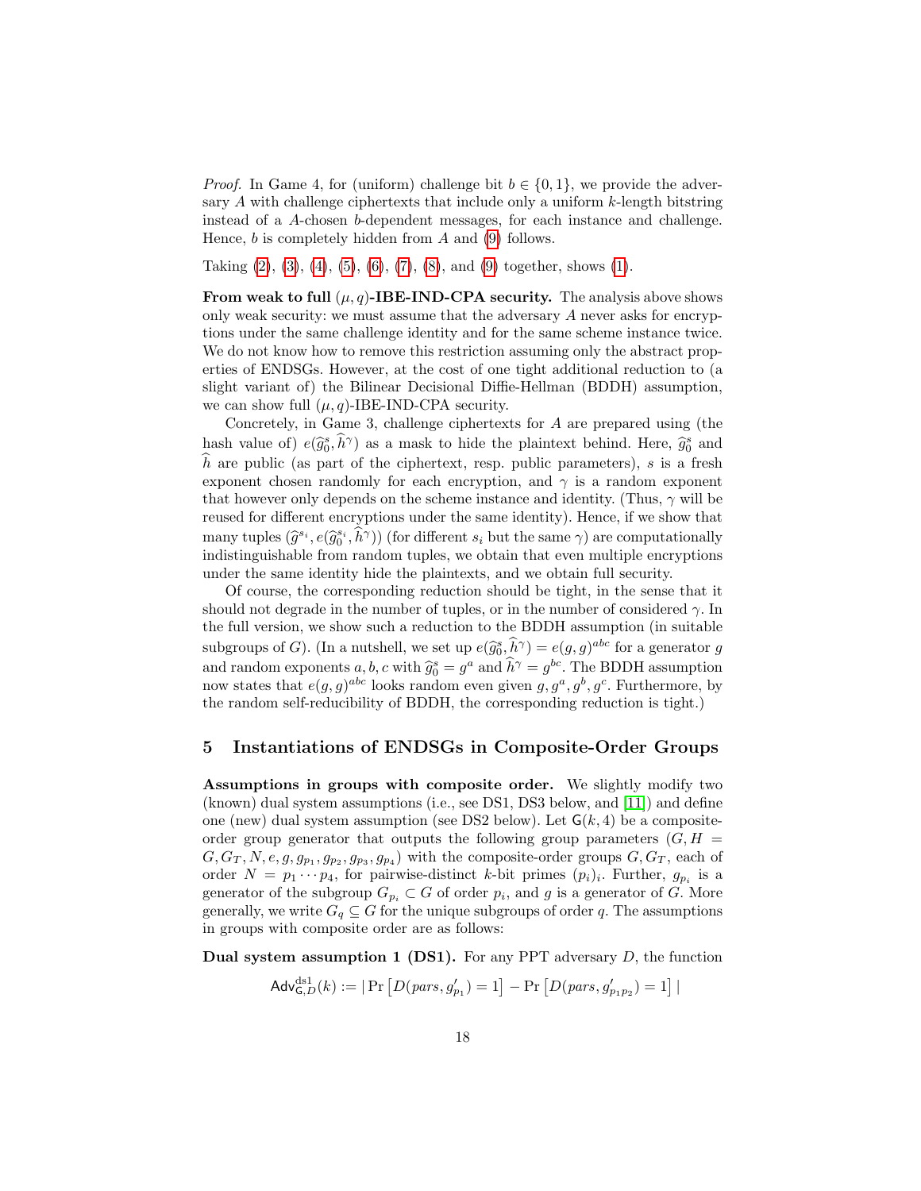*Proof.* In Game 4, for (uniform) challenge bit $b \in \{0,1\}$, we provide the adversary $A$ with challenge ciphertexts that include only a uniform $k$-length bitstring instead of a $A$-chosen $b$-dependent messages, for each instance and challenge. Hence, $b$ is completely hidden from $A$ and (9) follows.

Taking (2), (3), (4), (5), (6), (7), (8), and (9) together, shows (1).

**From weak to full $(\mu, q)$-IBE-IND-CPA security.** The analysis above shows only weak security: we must assume that the adversary $A$ never asks for encryptions under the same challenge identity and for the same scheme instance twice. We do not know how to remove this restriction assuming only the abstract properties of ENDSGs. However, at the cost of one tight additional reduction to (a slight variant of) the Bilinear Decisional Diffie-Hellman (BDDH) assumption, we can show full $(\mu, q)$-IBE-IND-CPA security.

Concretely, in Game 3, challenge ciphertexts for $A$ are prepared using (the hash value of) $e(\widehat{g}_0^s, \widehat{h}^\gamma)$ as a mask to hide the plaintext behind. Here, $\widehat{g}_0^s$ and $\widehat{h}$ are public (as part of the ciphertext, resp. public parameters), $s$ is a fresh exponent chosen randomly for each encryption, and $\gamma$ is a random exponent that however only depends on the scheme instance and identity. (Thus, $\gamma$ will be reused for different encryptions under the same identity). Hence, if we show that many tuples $(\widehat{g}^{s_i}, e(\widehat{g}_0^{s_i}, \widehat{h}^\gamma))$ (for different $s_i$ but the same $\gamma$) are computationally indistinguishable from random tuples, we obtain that even multiple encryptions under the same identity hide the plaintexts, and we obtain full security.

Of course, the corresponding reduction should be tight, in the sense that it should not degrade in the number of tuples, or in the number of considered $\gamma$. In the full version, we show such a reduction to the BDDH assumption (in suitable subgroups of $G$). (In a nutshell, we set up $e(\widehat{g}_0^s, \widehat{h}^\gamma) = e(g,g)^{abc}$ for a generator $g$ and random exponents $a, b, c$ with $\widehat{g}_0^s = g^a$ and $\widehat{h}^\gamma = g^{bc}$. The BDDH assumption now states that $e(g,g)^{abc}$ looks random even given $g, g^a, g^b, g^c$. Furthermore, by the random self-reducibility of BDDH, the corresponding reduction is tight.)

## 5 Instantiations of ENDSGs in Composite-Order Groups

**Assumptions in groups with composite order.** We slightly modify two (known) dual system assumptions (i.e., see DS1, DS3 below, and [11]) and define one (new) dual system assumption (see DS2 below). Let $\mathsf{G}(k, 4)$ be a composite-order group generator that outputs the following group parameters $(G, H = G, G_T, N, e, g, g_{p_1}, g_{p_2}, g_{p_3}, g_{p_4})$ with the composite-order groups $G, G_T$, each of order $N = p_1 \cdots p_4$, for pairwise-distinct $k$-bit primes $(p_i)_i$. Further, $g_{p_i}$ is a generator of the subgroup $G_{p_i} \subset G$ of order $p_i$, and $g$ is a generator of $G$. More generally, we write $G_q \subseteq G$ for the unique subgroups of order $q$. The assumptions in groups with composite order are as follows:

**Dual system assumption 1 (DS1).** For any PPT adversary $D$, the function

$$\mathsf{Adv}^{\mathrm{ds1}}_{\mathsf{G},D}(k) := \left|\Pr\left[D(pars, g'_{p_1}) = 1\right] - \Pr\left[D(pars, g'_{p_1 p_2}) = 1\right]\right|$$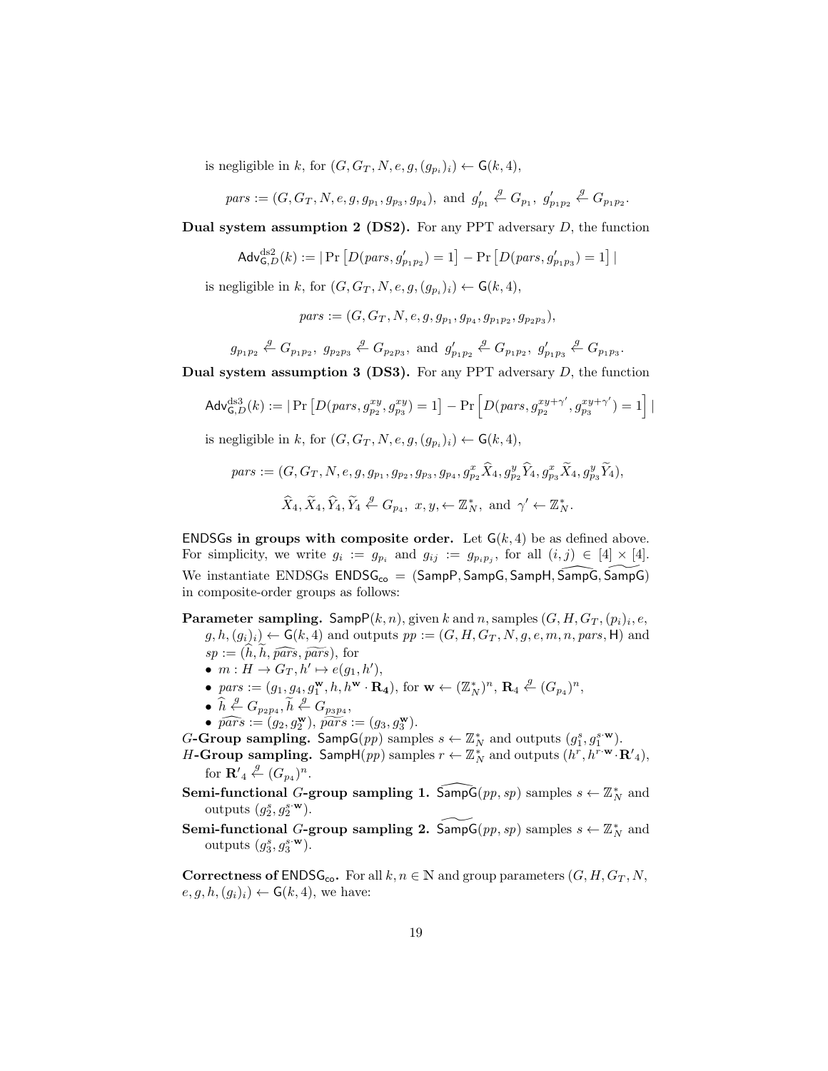is negligible in $k$, for $(G, G_T, N, e, g, (g_{p_i})_i) \leftarrow \mathsf{G}(k, 4)$,

$$pars := (G, G_T, N, e, g, g_{p_1}, g_{p_3}, g_{p_4}), \text{ and } g'_{p_1} \overset{g}{\leftarrow} G_{p_1},\ g'_{p_1p_2} \overset{g}{\leftarrow} G_{p_1p_2}.$$

**Dual system assumption 2 (DS2).** For any PPT adversary $D$, the function

$$\mathsf{Adv}^{\mathrm{ds2}}_{\mathsf{G},D}(k) := |\Pr\left[D(pars, g'_{p_1p_2}) = 1\right] - \Pr\left[D(pars, g'_{p_1p_3}) = 1\right]|$$

is negligible in $k$, for $(G, G_T, N, e, g, (g_{p_i})_i) \leftarrow \mathsf{G}(k, 4)$,

$$pars := (G, G_T, N, e, g, g_{p_1}, g_{p_4}, g_{p_1p_2}, g_{p_2p_3}),$$

$$g_{p_1p_2} \overset{g}{\leftarrow} G_{p_1p_2},\ g_{p_2p_3} \overset{g}{\leftarrow} G_{p_2p_3}, \text{ and } g'_{p_1p_2} \overset{g}{\leftarrow} G_{p_1p_2},\ g'_{p_1p_3} \overset{g}{\leftarrow} G_{p_1p_3}.$$

**Dual system assumption 3 (DS3).** For any PPT adversary $D$, the function

$$\mathsf{Adv}^{\mathrm{ds3}}_{\mathsf{G},D}(k) := |\Pr\left[D(pars, g^{xy}_{p_2}, g^{xy}_{p_3}) = 1\right] - \Pr\left[D(pars, g^{xy+\gamma'}_{p_2}, g^{xy+\gamma'}_{p_3}) = 1\right]|$$

is negligible in $k$, for $(G, G_T, N, e, g, (g_{p_i})_i) \leftarrow \mathsf{G}(k, 4)$,

$$pars := (G, G_T, N, e, g, g_{p_1}, g_{p_2}, g_{p_3}, g_{p_4}, g^x_{p_2}\widehat{X}_4, g^y_{p_2}\widehat{Y}_4, g^x_{p_3}\widetilde{X}_4, g^y_{p_3}\widetilde{Y}_4),$$

$$\widehat{X}_4, \widetilde{X}_4, \widehat{Y}_4, \widetilde{Y}_4 \overset{g}{\leftarrow} G_{p_4},\ x, y, \leftarrow \mathbb{Z}^*_N, \text{ and } \gamma' \leftarrow \mathbb{Z}^*_N.$$

**ENDSGs in groups with composite order.** Let $\mathsf{G}(k, 4)$ be as defined above. For simplicity, we write $g_i := g_{p_i}$ and $g_{ij} := g_{p_ip_j}$, for all $(i, j) \in [4] \times [4]$. We instantiate ENDSGs $\mathsf{ENDSG_{co}} = (\mathsf{SampP}, \mathsf{SampG}, \mathsf{SampH}, \widehat{\mathsf{SampG}}, \widetilde{\mathsf{SampG}})$ in composite-order groups as follows:

**Parameter sampling.** $\mathsf{SampP}(k, n)$, given $k$ and $n$, samples $(G, H, G_T, (p_i)_i, e, g, h, (g_i)_i) \leftarrow \mathsf{G}(k, 4)$ and outputs $pp := (G, H, G_T, N, g, e, m, n, pars, \mathsf{H})$ and $sp := (\widehat{h}, \widetilde{h}, \widehat{pars}, \widetilde{pars})$, for

- $m : H \rightarrow G_T, h' \mapsto e(g_1, h')$,
- $pars := (g_1, g_4, g_1^{\mathbf{w}}, h, h^{\mathbf{w}} \cdot \mathbf{R_4})$, for $\mathbf{w} \leftarrow (\mathbb{Z}^*_N)^n$, $\mathbf{R}_4 \overset{g}{\leftarrow} (G_{p_4})^n$,
- $\widehat{h} \overset{g}{\leftarrow} G_{p_2p_4}, \widetilde{h} \overset{g}{\leftarrow} G_{p_3p_4}$,
- $\widehat{pars} := (g_2, g_2^{\mathbf{w}})$, $\widetilde{pars} := (g_3, g_3^{\mathbf{w}})$.

**$G$-Group sampling.** $\mathsf{SampG}(pp)$ samples $s \leftarrow \mathbb{Z}^*_N$ and outputs $(g_1^s, g_1^{s \cdot \mathbf{w}})$.

**$H$-Group sampling.** $\mathsf{SampH}(pp)$ samples $r \leftarrow \mathbb{Z}^*_N$ and outputs $(h^r, h^{r \cdot \mathbf{w}} \cdot \mathbf{R}'_4)$, for $\mathbf{R}'_4 \overset{g}{\leftarrow} (G_{p_4})^n$.

**Semi-functional $G$-group sampling 1.** $\widehat{\mathsf{SampG}}(pp, sp)$ samples $s \leftarrow \mathbb{Z}^*_N$ and outputs $(g_2^s, g_2^{s \cdot \mathbf{w}})$.

**Semi-functional $G$-group sampling 2.** $\widetilde{\mathsf{SampG}}(pp, sp)$ samples $s \leftarrow \mathbb{Z}^*_N$ and outputs $(g_3^s, g_3^{s \cdot \mathbf{w}})$.

**Correctness of $\mathsf{ENDSG_{co}}$.** For all $k, n \in \mathbb{N}$ and group parameters $(G, H, G_T, N, e, g, h, (g_i)_i) \leftarrow \mathsf{G}(k, 4)$, we have: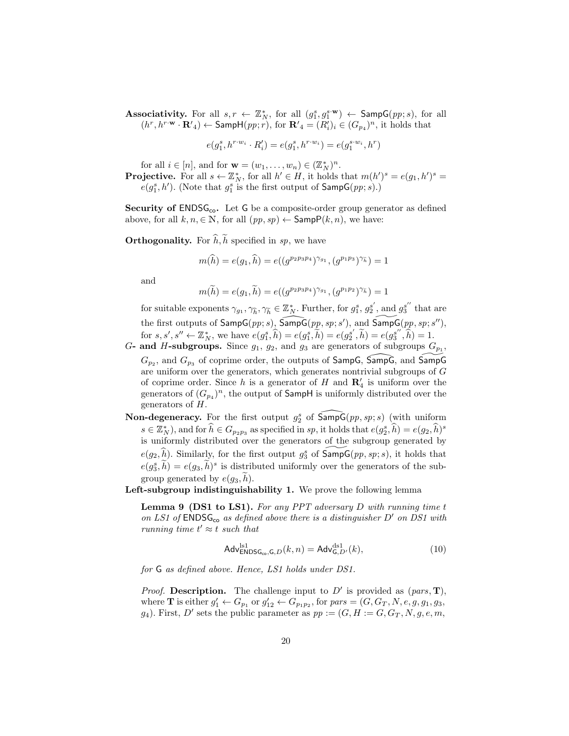**Associativity.** For all $s, r \leftarrow \mathbb{Z}_N^*$, for all $(g_1^s, g_1^{s\cdot\mathbf{w}}) \leftarrow \mathsf{SampG}(pp; s)$, for all $(h^r, h^{r\cdot\mathbf{w}} \cdot \mathbf{R'}_4) \leftarrow \mathsf{SampH}(pp; r)$, for $\mathbf{R'}_4 = (R'_i)_i \in (G_{p_4})^n$, it holds that

$$e(g_1^s, h^{r\cdot w_i} \cdot R'_i) = e(g_1^s, h^{r\cdot w_i}) = e(g_1^{s\cdot w_i}, h^r)$$

for all $i \in [n]$, and for $\mathbf{w} = (w_1, \ldots, w_n) \in (\mathbb{Z}_N^*)^n$.

**Projective.** For all $s \leftarrow \mathbb{Z}_N^*$, for all $h' \in H$, it holds that $m(h')^s = e(g_1, h')^s = e(g_1^s, h')$. (Note that $g_1^s$ is the first output of $\mathsf{SampG}(pp; s)$.)

**Security of $\mathsf{ENDSG_{co}}$.** Let $\mathsf{G}$ be a composite-order group generator as defined above, for all $k, n, \in \mathbb{N}$, for all $(pp, sp) \leftarrow \mathsf{SampP}(k, n)$, we have:

**Orthogonality.** For $\widehat{h}, \widetilde{h}$ specified in $sp$, we have

$$m(\widehat{h}) = e(g_1, \widehat{h}) = e((g^{p_2p_3p_4})^{\gamma_{g_1}}, (g^{p_1p_3})^{\gamma_{\widehat{h}}}) = 1$$

and

$$m(\widetilde{h}) = e(g_1, \widetilde{h}) = e((g^{p_2p_3p_4})^{\gamma_{g_1}}, (g^{p_1p_2})^{\gamma_{\widetilde{h}}}) = 1$$

for suitable exponents $\gamma_{g_1}, \gamma_{\widehat{h}}, \gamma_{\widetilde{h}} \in \mathbb{Z}_N^*$. Further, for $g_1^s$, $g_2^{s'}$, and $g_3^{s''}$ that are the first outputs of $\mathsf{SampG}(pp; s)$, $\widehat{\mathsf{SampG}}(pp, sp; s')$, and $\widetilde{\mathsf{SampG}}(pp, sp; s'')$, for $s, s', s'' \leftarrow \mathbb{Z}_N^*$, we have $e(g_1^s, \widehat{h}) = e(g_1^s, \widetilde{h}) = e(g_2^{s'}, \widetilde{h}) = e(g_3^{s''}, \widehat{h}) = 1$.

**$G$- and $H$-subgroups.** Since $g_1$, $g_2$, and $g_3$ are generators of subgroups $G_{p_1}$, $G_{p_2}$, and $G_{p_3}$ of coprime order, the outputs of $\mathsf{SampG}$, $\widehat{\mathsf{SampG}}$, and $\widetilde{\mathsf{SampG}}$ are uniform over the generators, which generates nontrivial subgroups of $G$ of coprime order. Since $h$ is a generator of $H$ and $\mathbf{R}'_4$ is uniform over the generators of $(G_{p_4})^n$, the output of $\mathsf{SampH}$ is uniformly distributed over the generators of $H$.

**Non-degeneracy.** For the first output $g_2^s$ of $\widehat{\mathsf{SampG}}(pp, sp; s)$ (with uniform $s \in \mathbb{Z}_N^*$), and for $\widehat{h} \in G_{p_2p_3}$ as specified in $sp$, it holds that $e(g_2^s, \widehat{h}) = e(g_2, \widehat{h})^s$ is uniformly distributed over the generators of the subgroup generated by $e(g_2, \widehat{h})$. Similarly, for the first output $g_3^s$ of $\widetilde{\mathsf{SampG}}(pp, sp; s)$, it holds that $e(g_3^s, \widetilde{h}) = e(g_3, \widetilde{h})^s$ is distributed uniformly over the generators of the subgroup generated by $e(g_3, \widetilde{h})$.

**Left-subgroup indistinguishability 1.** We prove the following lemma

**Lemma 9 (DS1 to LS1).** *For any PPT adversary $D$ with running time $t$ on LS1 of $\mathsf{ENDSG_{co}}$ as defined above there is a distinguisher $D'$ on DS1 with running time $t' \approx t$ such that*

$$\mathsf{Adv}^{\mathrm{ls1}}_{\mathsf{ENDSG_{co}},\mathsf{G},D}(k, n) = \mathsf{Adv}^{\mathrm{ds1}}_{\mathsf{G},D'}(k), \tag{10}$$

*for $\mathsf{G}$ as defined above. Hence, LS1 holds under DS1.*

*Proof.* **Description.** The challenge input to $D'$ is provided as $(pars, \mathbf{T})$, where $\mathbf{T}$ is either $g'_1 \leftarrow G_{p_1}$ or $g'_{12} \leftarrow G_{p_1p_2}$, for $pars = (G, G_T, N, e, g, g_1, g_3, g_4)$. First, $D'$ sets the public parameter as $pp := (G, H := G, G_T, N, g, e, m,$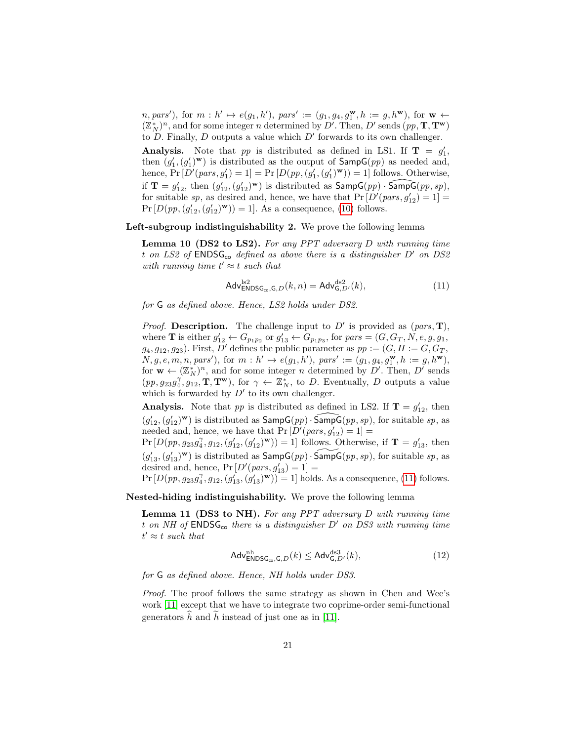$n, pars')$, for $m : h' \mapsto e(g_1, h')$, $pars' := (g_1, g_4, g_1^{\mathbf{w}}, h := g, h^{\mathbf{w}})$, for $\mathbf{w} \leftarrow (\mathbb{Z}_N^*)^n$, and for some integer $n$ determined by $D'$. Then, $D'$ sends $(pp, \mathbf{T}, \mathbf{T}^{\mathbf{w}})$ to $D$. Finally, $D$ outputs a value which $D'$ forwards to its own challenger.

**Analysis.** Note that $pp$ is distributed as defined in LS1. If $\mathbf{T} = g_1'$, then $(g_1', (g_1')^{\mathbf{w}})$ is distributed as the output of $\mathsf{SampG}(pp)$ as needed and, hence, $\Pr[D'(pars, g_1') = 1] = \Pr[D(pp, (g_1', (g_1')^{\mathbf{w}})) = 1]$ follows. Otherwise, if $\mathbf{T} = g_{12}'$, then $(g_{12}', (g_{12}')^{\mathbf{w}})$ is distributed as $\mathsf{SampG}(pp) \cdot \widehat{\mathsf{SampG}}(pp, sp)$, for suitable $sp$, as desired and, hence, we have that $\Pr[D'(pars, g_{12}') = 1] = \Pr[D(pp, (g_{12}', (g_{12}')^{\mathbf{w}})) = 1]$. As a consequence, (10) follows.

**Left-subgroup indistinguishability 2.** We prove the following lemma

**Lemma 10 (DS2 to LS2).** *For any PPT adversary $D$ with running time $t$ on LS2 of $\mathsf{ENDSG_{co}}$ defined as above there is a distinguisher $D'$ on DS2 with running time $t' \approx t$ such that*

$$\mathsf{Adv}^{\mathrm{ls2}}_{\mathsf{ENDSG_{co}},\mathsf{G},D}(k, n) = \mathsf{Adv}^{\mathrm{ds2}}_{\mathsf{G},D'}(k), \tag{11}$$

*for $\mathsf{G}$ as defined above. Hence, LS2 holds under DS2.*

*Proof.* **Description.** The challenge input to $D'$ is provided as $(pars, \mathbf{T})$, where $\mathbf{T}$ is either $g_{12}' \leftarrow G_{p_1p_2}$ or $g_{13}' \leftarrow G_{p_1p_3}$, for $pars = (G, G_T, N, e, g, g_1, g_4, g_{12}, g_{23})$. First, $D'$ defines the public parameter as $pp := (G, H := G, G_T, N, g, e, m, n, pars')$, for $m : h' \mapsto e(g_1, h')$, $pars' := (g_1, g_4, g_1^{\mathbf{w}}, h := g, h^{\mathbf{w}})$, for $\mathbf{w} \leftarrow (\mathbb{Z}_N^*)^n$, and for some integer $n$ determined by $D'$. Then, $D'$ sends $(pp, g_{23}g_4^{\gamma}, g_{12}, \mathbf{T}, \mathbf{T}^{\mathbf{w}})$, for $\gamma \leftarrow \mathbb{Z}_N^*$, to $D$. Eventually, $D$ outputs a value which is forwarded by $D'$ to its own challenger.

**Analysis.** Note that $pp$ is distributed as defined in LS2. If $\mathbf{T} = g_{12}'$, then $(g_{12}', (g_{12}')^{\mathbf{w}})$ is distributed as $\mathsf{SampG}(pp) \cdot \widehat{\mathsf{SampG}}(pp, sp)$, for suitable $sp$, as needed and, hence, we have that $\Pr[D'(pars, g_{12}') = 1] = \Pr[D(pp, g_{23}g_4^{\gamma}, g_{12}, (g_{12}', (g_{12}')^{\mathbf{w}})) = 1]$ follows. Otherwise, if $\mathbf{T} = g_{13}'$, then $(g_{13}', (g_{13}')^{\mathbf{w}})$ is distributed as $\mathsf{SampG}(pp) \cdot \widetilde{\mathsf{SampG}}(pp, sp)$, for suitable $sp$, as desired and, hence, $\Pr[D'(pars, g_{13}') = 1] = \Pr[D(pp, g_{23}g_4^{\gamma}, g_{12}, (g_{13}', (g_{13}')^{\mathbf{w}})) = 1]$ holds. As a consequence, (11) follows.

**Nested-hiding indistinguishability.** We prove the following lemma

**Lemma 11 (DS3 to NH).** *For any PPT adversary $D$ with running time $t$ on NH of $\mathsf{ENDSG_{co}}$ there is a distinguisher $D'$ on DS3 with running time $t' \approx t$ such that*

$$\mathsf{Adv}^{\mathrm{nh}}_{\mathsf{ENDSG_{co}},\mathsf{G},D}(k) \leq \mathsf{Adv}^{\mathrm{ds3}}_{\mathsf{G},D'}(k), \tag{12}$$

*for $\mathsf{G}$ as defined above. Hence, NH holds under DS3.*

*Proof.* The proof follows the same strategy as shown in Chen and Wee's work [11] except that we have to integrate two coprime-order semi-functional generators $\widehat{h}$ and $\widetilde{h}$ instead of just one as in [11].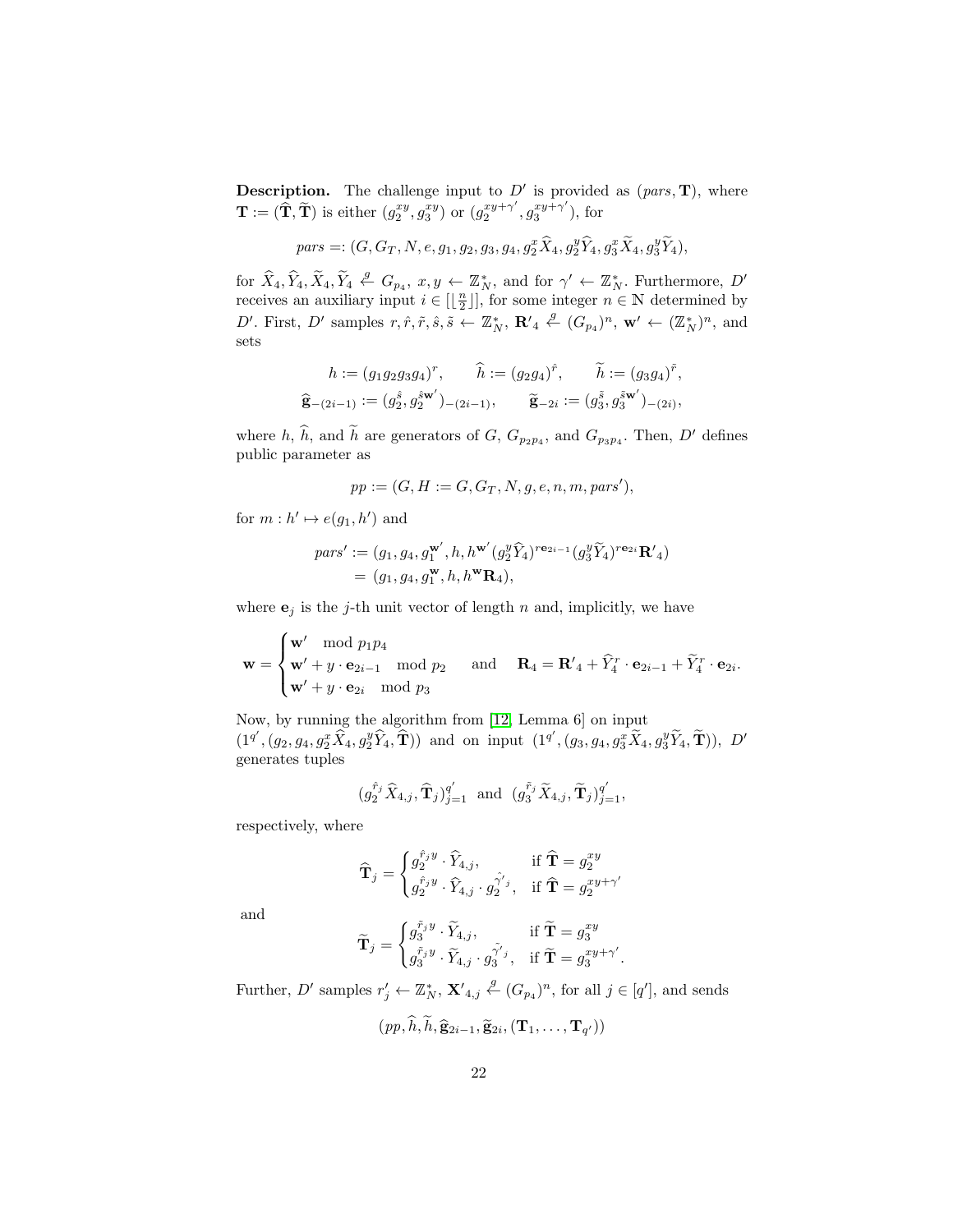**Description.** The challenge input to $D'$ is provided as $(pars, \mathbf{T})$, where $\mathbf{T} := (\widehat{\mathbf{T}}, \widetilde{\mathbf{T}})$ is either $(g_2^{xy}, g_3^{xy})$ or $(g_2^{xy+\gamma'}, g_3^{xy+\gamma'})$, for

$$pars =: (G, G_T, N, e, g_1, g_2, g_3, g_4, g_2^x \widehat{X}_4, g_2^y \widehat{Y}_4, g_3^x \widetilde{X}_4, g_3^y \widetilde{Y}_4),$$

for $\widehat{X}_4, \widehat{Y}_4, \widetilde{X}_4, \widetilde{Y}_4 \overset{g}{\leftarrow} G_{p_4}$, $x, y \leftarrow \mathbb{Z}_N^*$, and for $\gamma' \leftarrow \mathbb{Z}_N^*$. Furthermore, $D'$ receives an auxiliary input $i \in [\lfloor \frac{n}{2} \rfloor]$, for some integer $n \in \mathbb{N}$ determined by $D'$. First, $D'$ samples $r, \hat{r}, \tilde{r}, \hat{s}, \tilde{s} \leftarrow \mathbb{Z}_N^*$, $\mathbf{R'}_4 \overset{g}{\leftarrow} (G_{p_4})^n$, $\mathbf{w'} \leftarrow (\mathbb{Z}_N^*)^n$, and sets

$$h := (g_1 g_2 g_3 g_4)^r, \qquad \widehat{h} := (g_2 g_4)^{\hat{r}}, \qquad \widetilde{h} := (g_3 g_4)^{\tilde{r}},$$

$$\widehat{\mathbf{g}}_{-(2i-1)} := (g_2^{\hat{s}}, g_2^{\hat{s}\mathbf{w'}})_{-(2i-1)}, \qquad \widetilde{\mathbf{g}}_{-2i} := (g_3^{\tilde{s}}, g_3^{\tilde{s}\mathbf{w'}})_{-(2i)},$$

where $h$, $\widehat{h}$, and $\widetilde{h}$ are generators of $G$, $G_{p_2 p_4}$, and $G_{p_3 p_4}$. Then, $D'$ defines public parameter as

$$pp := (G, H := G, G_T, N, g, e, n, m, pars'),$$

for $m : h' \mapsto e(g_1, h')$ and

$$\begin{aligned} pars' &:= (g_1, g_4, g_1^{\mathbf{w'}}, h, h^{\mathbf{w'}} (g_2^y \widehat{Y}_4)^{r\mathbf{e}_{2i-1}} (g_3^y \widetilde{Y}_4)^{r\mathbf{e}_{2i}} \mathbf{R'}_4) \\ &= (g_1, g_4, g_1^{\mathbf{w}}, h, h^{\mathbf{w}} \mathbf{R}_4), \end{aligned}$$

where $\mathbf{e}_j$ is the $j$-th unit vector of length $n$ and, implicitly, we have

$$\mathbf{w} = \begin{cases} \mathbf{w'} \mod p_1 p_4 \\ \mathbf{w'} + y \cdot \mathbf{e}_{2i-1} \mod p_2 \\ \mathbf{w'} + y \cdot \mathbf{e}_{2i} \mod p_3 \end{cases} \quad \text{and} \quad \mathbf{R}_4 = \mathbf{R'}_4 + \widehat{Y}_4^r \cdot \mathbf{e}_{2i-1} + \widetilde{Y}_4^r \cdot \mathbf{e}_{2i}.$$

Now, by running the algorithm from [12, Lemma 6] on input $(1^{q'}, (g_2, g_4, g_2^x \widehat{X}_4, g_2^y \widehat{Y}_4, \widehat{\mathbf{T}}))$ and on input $(1^{q'}, (g_3, g_4, g_3^x \widetilde{X}_4, g_3^y \widetilde{Y}_4, \widetilde{\mathbf{T}}))$, $D'$ generates tuples

$$(g_2^{\hat{r}_j} \widehat{X}_{4,j}, \widehat{\mathbf{T}}_j)_{j=1}^{q'} \text{ and } (g_3^{\tilde{r}_j} \widetilde{X}_{4,j}, \widetilde{\mathbf{T}}_j)_{j=1}^{q'},$$

respectively, where

$$\widehat{\mathbf{T}}_j = \begin{cases} g_2^{\hat{r}_j y} \cdot \widehat{Y}_{4,j}, & \text{if } \widehat{\mathbf{T}} = g_2^{xy} \\ g_2^{\hat{r}_j y} \cdot \widehat{Y}_{4,j} \cdot g_2^{\hat{\gamma'}_j}, & \text{if } \widehat{\mathbf{T}} = g_2^{xy+\gamma'} \end{cases}$$

and

$$\widetilde{\mathbf{T}}_j = \begin{cases} g_3^{\tilde{r}_j y} \cdot \widetilde{Y}_{4,j}, & \text{if } \widetilde{\mathbf{T}} = g_3^{xy} \\ g_3^{\tilde{r}_j y} \cdot \widetilde{Y}_{4,j} \cdot g_3^{\tilde{\gamma'}_j}, & \text{if } \widetilde{\mathbf{T}} = g_3^{xy+\gamma'}. \end{cases}$$

Further, $D'$ samples $r'_j \leftarrow \mathbb{Z}_N^*$, $\mathbf{X'}_{4,j} \overset{g}{\leftarrow} (G_{p_4})^n$, for all $j \in [q']$, and sends

$$(pp, \widehat{h}, \widetilde{h}, \widehat{\mathbf{g}}_{2i-1}, \widetilde{\mathbf{g}}_{2i}, (\mathbf{T}_1, \ldots, \mathbf{T}_{q'}))$$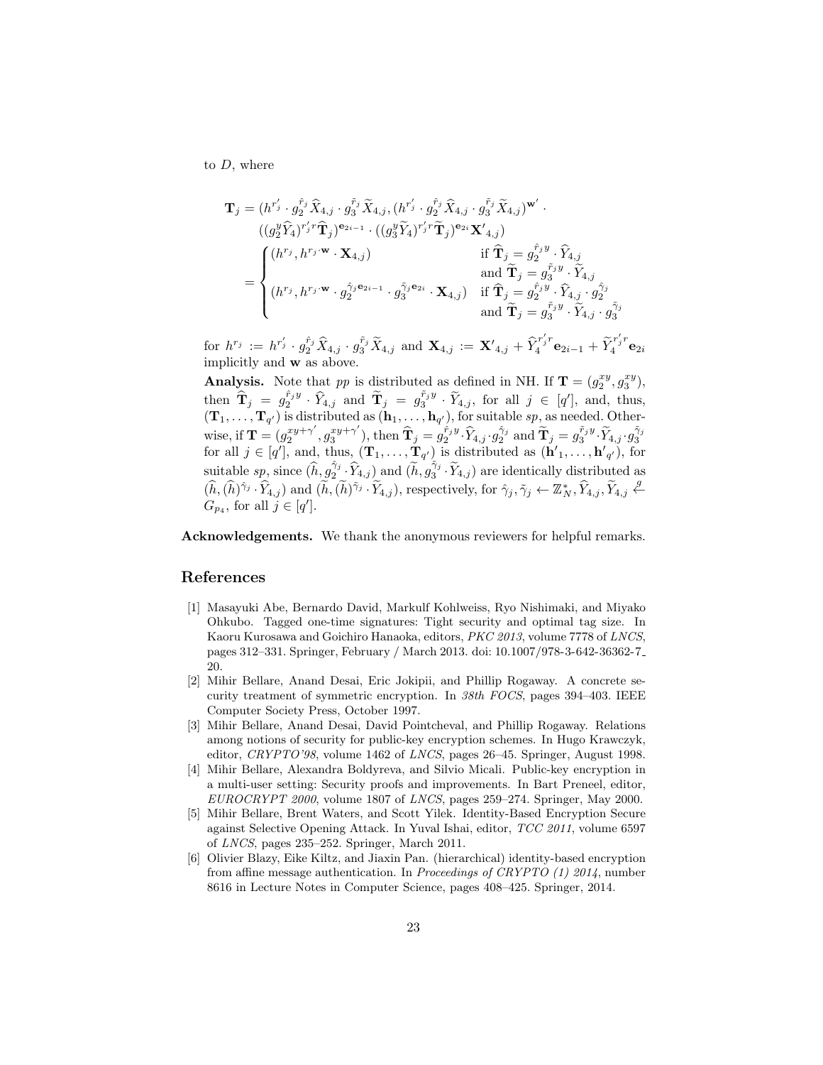to $D$, where

$$
\begin{aligned}
\mathbf{T}_j &= (h^{r'_j} \cdot g_2^{\hat{r}_j} \widehat{X}_{4,j} \cdot g_3^{\tilde{r}_j} \widetilde{X}_{4,j}, (h^{r'_j} \cdot g_2^{\hat{r}_j} \widehat{X}_{4,j} \cdot g_3^{\tilde{r}_j} \widetilde{X}_{4,j})^{\mathbf{w}'} \cdot \\
&\quad ((g_2^y \widehat{Y}_4)^{r'_j r} \widehat{\mathbf{T}}_j)^{\mathbf{e}_{2i-1}} \cdot ((g_3^y \widetilde{Y}_4)^{r'_j r} \widetilde{\mathbf{T}}_j)^{\mathbf{e}_{2i}} \mathbf{X}'_{4,j}) \\
&= \begin{cases} (h^{r_j}, h^{r_j \cdot \mathbf{w}} \cdot \mathbf{X}_{4,j}) & \text{if } \widehat{\mathbf{T}}_j = g_2^{\hat{r}_j y} \cdot \widehat{Y}_{4,j} \\ & \text{and } \widetilde{\mathbf{T}}_j = g_3^{\tilde{r}_j y} \cdot \widetilde{Y}_{4,j} \\ (h^{r_j}, h^{r_j \cdot \mathbf{w}} \cdot g_2^{\hat{\gamma}_j \mathbf{e}_{2i-1}} \cdot g_3^{\tilde{\gamma}_j \mathbf{e}_{2i}} \cdot \mathbf{X}_{4,j}) & \text{if } \widehat{\mathbf{T}}_j = g_2^{\hat{r}_j y} \cdot \widehat{Y}_{4,j} \cdot g_2^{\hat{\gamma}_j} \\ & \text{and } \widetilde{\mathbf{T}}_j = g_3^{\tilde{r}_j y} \cdot \widetilde{Y}_{4,j} \cdot g_3^{\tilde{\gamma}_j} \end{cases}
\end{aligned}
$$

for $h^{r_j} := h^{r'_j} \cdot g_2^{\hat{r}_j} \widehat{X}_{4,j} \cdot g_3^{\tilde{r}_j} \widetilde{X}_{4,j}$ and $\mathbf{X}_{4,j} := \mathbf{X}'_{4,j} + \widehat{Y}_4^{r'_j r} \mathbf{e}_{2i-1} + \widetilde{Y}_4^{r'_j r} \mathbf{e}_{2i}$ implicitly and $\mathbf{w}$ as above.

**Analysis.** Note that $pp$ is distributed as defined in NH. If $\mathbf{T} = (g_2^{xy}, g_3^{xy})$, then $\widehat{\mathbf{T}}_j = g_2^{\hat{r}_j y} \cdot \widehat{Y}_{4,j}$ and $\widetilde{\mathbf{T}}_j = g_3^{\tilde{r}_j y} \cdot \widetilde{Y}_{4,j}$, for all $j \in [q']$, and, thus, $(\mathbf{T}_1, \ldots, \mathbf{T}_{q'})$ is distributed as $(\mathbf{h}_1, \ldots, \mathbf{h}_{q'})$, for suitable $sp$, as needed. Otherwise, if $\mathbf{T} = (g_2^{xy+\gamma'}, g_3^{xy+\gamma'})$, then $\widehat{\mathbf{T}}_j = g_2^{\hat{r}_j y} \cdot \widehat{Y}_{4,j} \cdot g_2^{\hat{\gamma}_j}$ and $\widetilde{\mathbf{T}}_j = g_3^{\tilde{r}_j y} \cdot \widetilde{Y}_{4,j} \cdot g_3^{\tilde{\gamma}_j}$ for all $j \in [q']$, and, thus, $(\mathbf{T}_1, \ldots, \mathbf{T}_{q'})$ is distributed as $(\mathbf{h}'_1, \ldots, \mathbf{h}'_{q'})$, for suitable $sp$, since $(\widehat{h}, g_2^{\hat{\gamma}_j} \cdot \widehat{Y}_{4,j})$ and $(\widetilde{h}, g_3^{\tilde{\gamma}_j} \cdot \widetilde{Y}_{4,j})$ are identically distributed as $(\widehat{h}, (\widehat{h})^{\hat{\gamma}_j} \cdot \widehat{Y}_{4,j})$ and $(\widetilde{h}, (\widetilde{h})^{\tilde{\gamma}_j} \cdot \widetilde{Y}_{4,j})$, respectively, for $\hat{\gamma}_j, \tilde{\gamma}_j \leftarrow \mathbb{Z}_N^*, \widehat{Y}_{4,j}, \widetilde{Y}_{4,j} \overset{g}{\leftarrow} G_{p_4}$, for all $j \in [q']$.

**Acknowledgements.** We thank the anonymous reviewers for helpful remarks.

## References

[1] Masayuki Abe, Bernardo David, Markulf Kohlweiss, Ryo Nishimaki, and Miyako Ohkubo. Tagged one-time signatures: Tight security and optimal tag size. In Kaoru Kurosawa and Goichiro Hanaoka, editors, *PKC 2013*, volume 7778 of *LNCS*, pages 312–331. Springer, February / March 2013. doi: 10.1007/978-3-642-36362-7_20.

[2] Mihir Bellare, Anand Desai, Eric Jokipii, and Phillip Rogaway. A concrete security treatment of symmetric encryption. In *38th FOCS*, pages 394–403. IEEE Computer Society Press, October 1997.

[3] Mihir Bellare, Anand Desai, David Pointcheval, and Phillip Rogaway. Relations among notions of security for public-key encryption schemes. In Hugo Krawczyk, editor, *CRYPTO'98*, volume 1462 of *LNCS*, pages 26–45. Springer, August 1998.

[4] Mihir Bellare, Alexandra Boldyreva, and Silvio Micali. Public-key encryption in a multi-user setting: Security proofs and improvements. In Bart Preneel, editor, *EUROCRYPT 2000*, volume 1807 of *LNCS*, pages 259–274. Springer, May 2000.

[5] Mihir Bellare, Brent Waters, and Scott Yilek. Identity-Based Encryption Secure against Selective Opening Attack. In Yuval Ishai, editor, *TCC 2011*, volume 6597 of *LNCS*, pages 235–252. Springer, March 2011.

[6] Olivier Blazy, Eike Kiltz, and Jiaxin Pan. (hierarchical) identity-based encryption from affine message authentication. In *Proceedings of CRYPTO (1) 2014*, number 8616 in Lecture Notes in Computer Science, pages 408–425. Springer, 2014.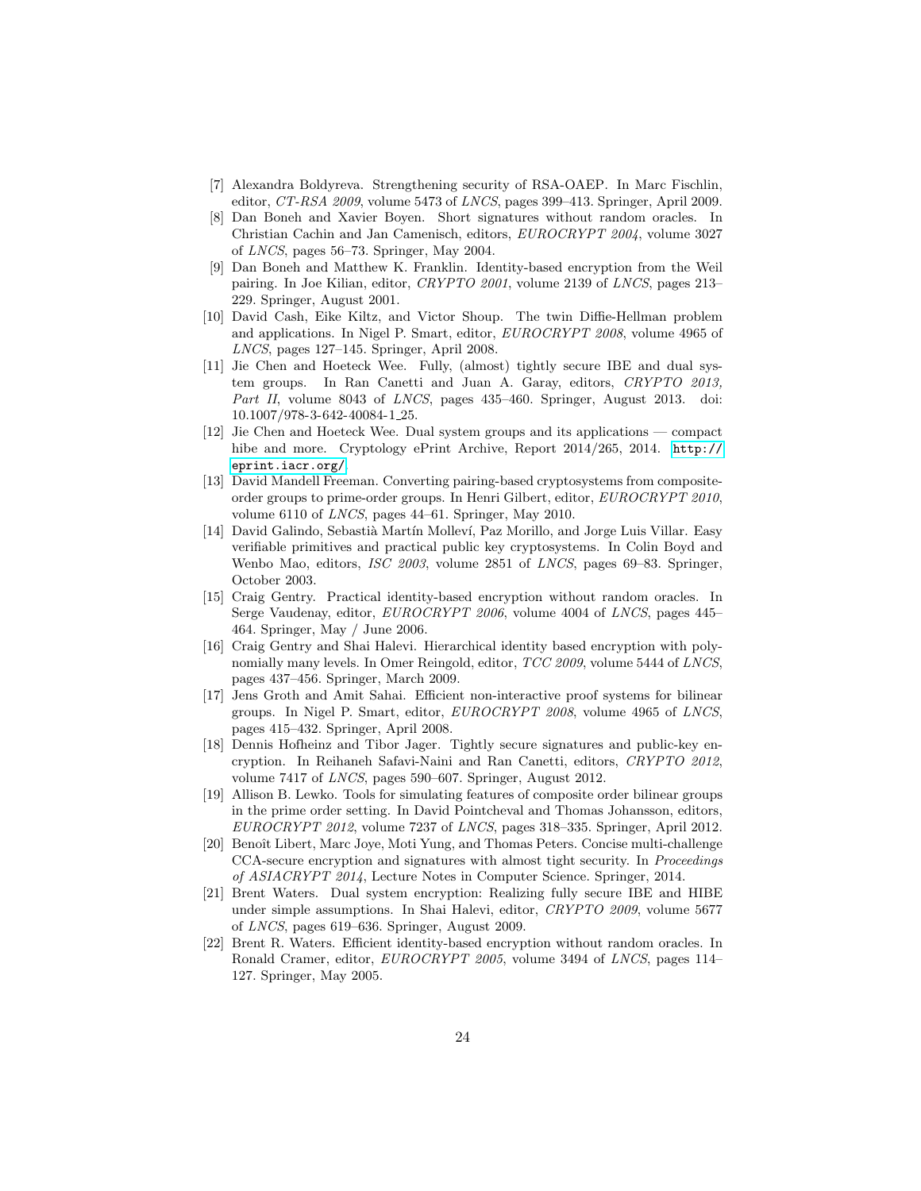[7] Alexandra Boldyreva. Strengthening security of RSA-OAEP. In Marc Fischlin, editor, *CT-RSA 2009*, volume 5473 of *LNCS*, pages 399–413. Springer, April 2009.

[8] Dan Boneh and Xavier Boyen. Short signatures without random oracles. In Christian Cachin and Jan Camenisch, editors, *EUROCRYPT 2004*, volume 3027 of *LNCS*, pages 56–73. Springer, May 2004.

[9] Dan Boneh and Matthew K. Franklin. Identity-based encryption from the Weil pairing. In Joe Kilian, editor, *CRYPTO 2001*, volume 2139 of *LNCS*, pages 213–229. Springer, August 2001.

[10] David Cash, Eike Kiltz, and Victor Shoup. The twin Diffie-Hellman problem and applications. In Nigel P. Smart, editor, *EUROCRYPT 2008*, volume 4965 of *LNCS*, pages 127–145. Springer, April 2008.

[11] Jie Chen and Hoeteck Wee. Fully, (almost) tightly secure IBE and dual system groups. In Ran Canetti and Juan A. Garay, editors, *CRYPTO 2013, Part II*, volume 8043 of *LNCS*, pages 435–460. Springer, August 2013. doi: 10.1007/978-3-642-40084-1_25.

[12] Jie Chen and Hoeteck Wee. Dual system groups and its applications — compact hibe and more. Cryptology ePrint Archive, Report 2014/265, 2014. http://eprint.iacr.org/.

[13] David Mandell Freeman. Converting pairing-based cryptosystems from composite-order groups to prime-order groups. In Henri Gilbert, editor, *EUROCRYPT 2010*, volume 6110 of *LNCS*, pages 44–61. Springer, May 2010.

[14] David Galindo, Sebastià Martín Molleví, Paz Morillo, and Jorge Luis Villar. Easy verifiable primitives and practical public key cryptosystems. In Colin Boyd and Wenbo Mao, editors, *ISC 2003*, volume 2851 of *LNCS*, pages 69–83. Springer, October 2003.

[15] Craig Gentry. Practical identity-based encryption without random oracles. In Serge Vaudenay, editor, *EUROCRYPT 2006*, volume 4004 of *LNCS*, pages 445–464. Springer, May / June 2006.

[16] Craig Gentry and Shai Halevi. Hierarchical identity based encryption with polynomially many levels. In Omer Reingold, editor, *TCC 2009*, volume 5444 of *LNCS*, pages 437–456. Springer, March 2009.

[17] Jens Groth and Amit Sahai. Efficient non-interactive proof systems for bilinear groups. In Nigel P. Smart, editor, *EUROCRYPT 2008*, volume 4965 of *LNCS*, pages 415–432. Springer, April 2008.

[18] Dennis Hofheinz and Tibor Jager. Tightly secure signatures and public-key encryption. In Reihaneh Safavi-Naini and Ran Canetti, editors, *CRYPTO 2012*, volume 7417 of *LNCS*, pages 590–607. Springer, August 2012.

[19] Allison B. Lewko. Tools for simulating features of composite order bilinear groups in the prime order setting. In David Pointcheval and Thomas Johansson, editors, *EUROCRYPT 2012*, volume 7237 of *LNCS*, pages 318–335. Springer, April 2012.

[20] Benoît Libert, Marc Joye, Moti Yung, and Thomas Peters. Concise multi-challenge CCA-secure encryption and signatures with almost tight security. In *Proceedings of ASIACRYPT 2014*, Lecture Notes in Computer Science. Springer, 2014.

[21] Brent Waters. Dual system encryption: Realizing fully secure IBE and HIBE under simple assumptions. In Shai Halevi, editor, *CRYPTO 2009*, volume 5677 of *LNCS*, pages 619–636. Springer, August 2009.

[22] Brent R. Waters. Efficient identity-based encryption without random oracles. In Ronald Cramer, editor, *EUROCRYPT 2005*, volume 3494 of *LNCS*, pages 114–127. Springer, May 2005.